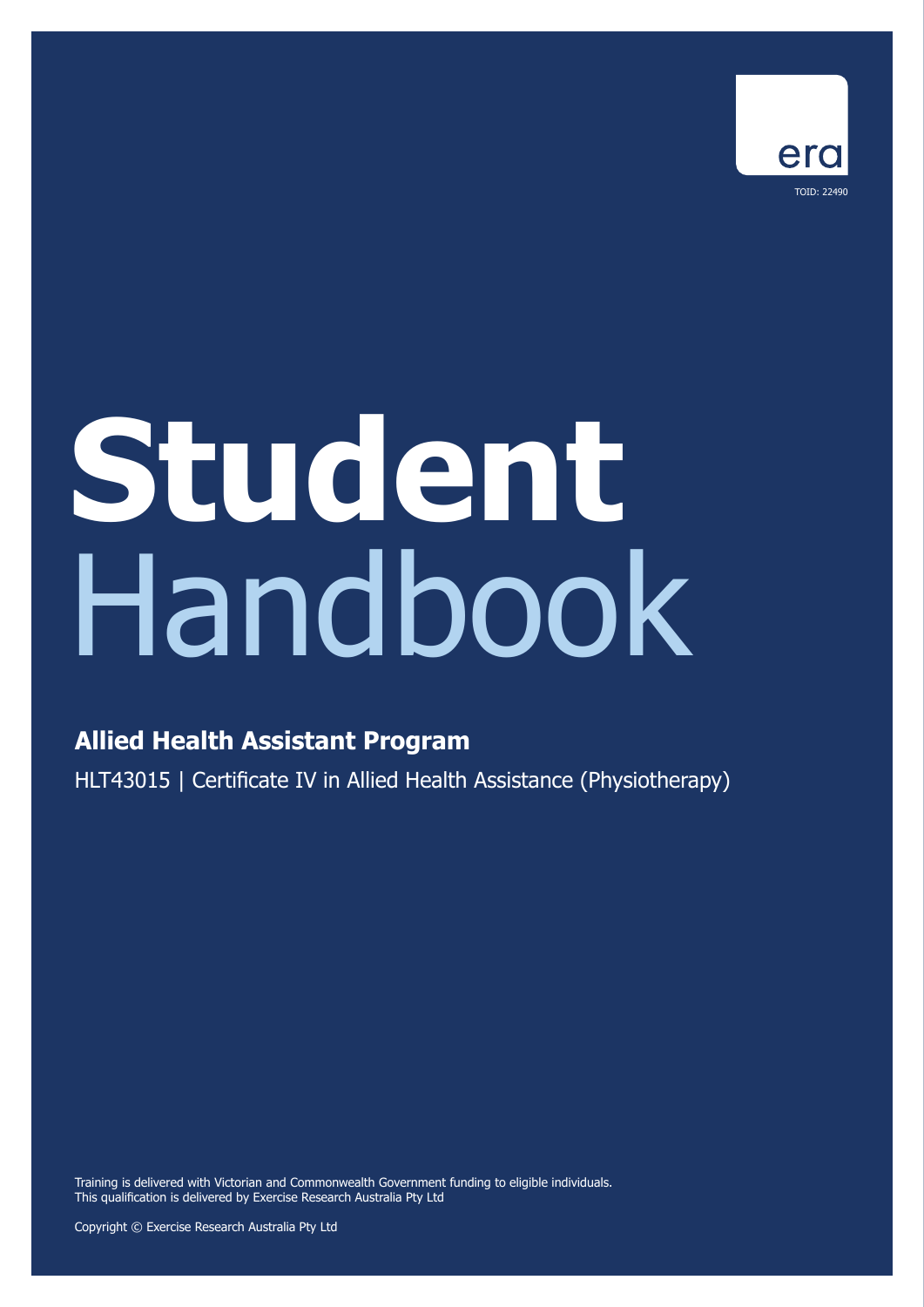era

TOID: 22490

# Student Handbook

## Allied Health Assistant Program

HLT43015 | Certificate IV in Allied Health Assistance (Physiotherapy)

Training is delivered with Victorian and Commonwealth Government funding to eligible individuals.
This qualification is delivered by Exercise Research Australia Pty Ltd

Copyright © Exercise Research Australia Pty Ltd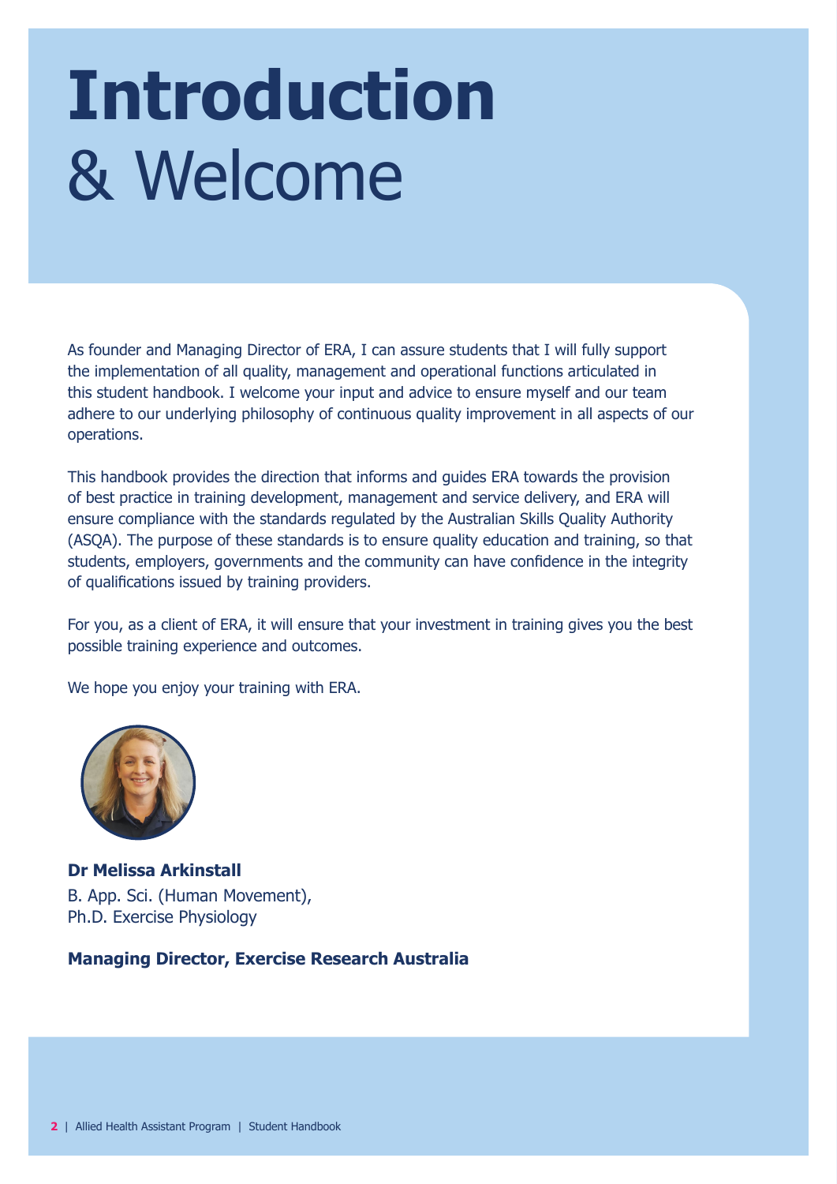# **Introduction** & Welcome

As founder and Managing Director of ERA, I can assure students that I will fully support the implementation of all quality, management and operational functions articulated in this student handbook. I welcome your input and advice to ensure myself and our team adhere to our underlying philosophy of continuous quality improvement in all aspects of our operations.

This handbook provides the direction that informs and guides ERA towards the provision of best practice in training development, management and service delivery, and ERA will ensure compliance with the standards regulated by the Australian Skills Quality Authority (ASQA). The purpose of these standards is to ensure quality education and training, so that students, employers, governments and the community can have confidence in the integrity of qualifications issued by training providers.

For you, as a client of ERA, it will ensure that your investment in training gives you the best possible training experience and outcomes.

We hope you enjoy your training with ERA.

**Dr Melissa Arkinstall**
B. App. Sci. (Human Movement),
Ph.D. Exercise Physiology

**Managing Director, Exercise Research Australia**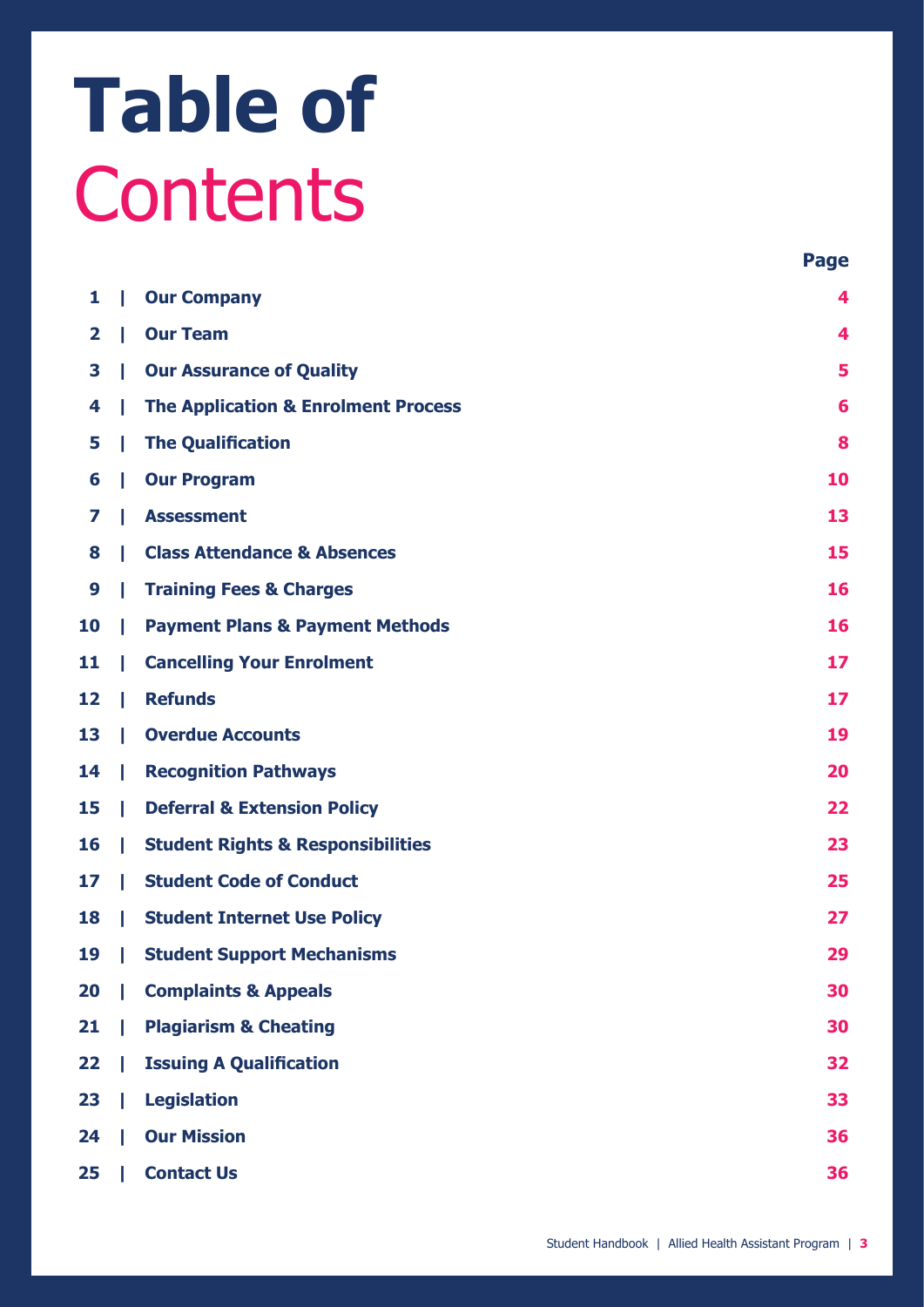# Table of Contents

| | | Page |
|---|---|---|
| 1 | Our Company | 4 |
| 2 | Our Team | 4 |
| 3 | Our Assurance of Quality | 5 |
| 4 | The Application & Enrolment Process | 6 |
| 5 | The Qualification | 8 |
| 6 | Our Program | 10 |
| 7 | Assessment | 13 |
| 8 | Class Attendance & Absences | 15 |
| 9 | Training Fees & Charges | 16 |
| 10 | Payment Plans & Payment Methods | 16 |
| 11 | Cancelling Your Enrolment | 17 |
| 12 | Refunds | 17 |
| 13 | Overdue Accounts | 19 |
| 14 | Recognition Pathways | 20 |
| 15 | Deferral & Extension Policy | 22 |
| 16 | Student Rights & Responsibilities | 23 |
| 17 | Student Code of Conduct | 25 |
| 18 | Student Internet Use Policy | 27 |
| 19 | Student Support Mechanisms | 29 |
| 20 | Complaints & Appeals | 30 |
| 21 | Plagiarism & Cheating | 30 |
| 22 | Issuing A Qualification | 32 |
| 23 | Legislation | 33 |
| 24 | Our Mission | 36 |
| 25 | Contact Us | 36 |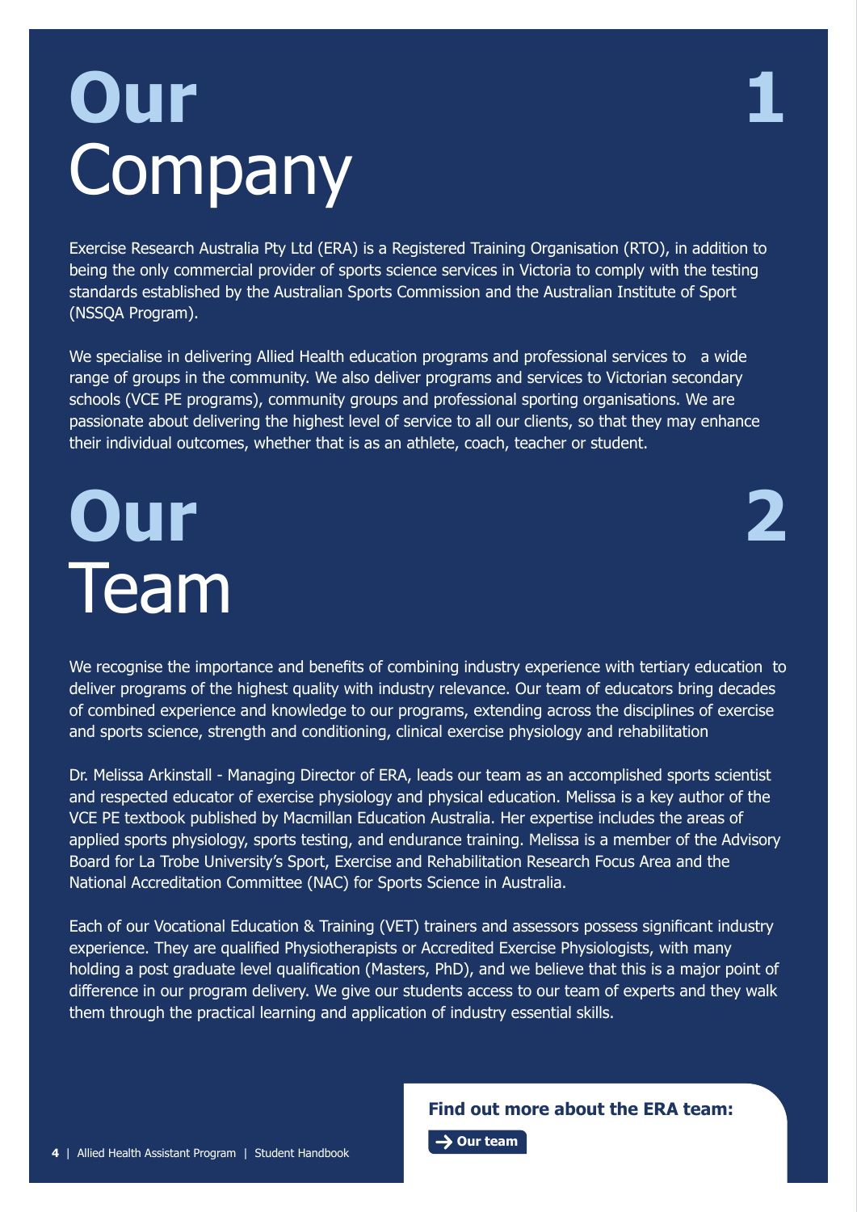# Our Company

1

Exercise Research Australia Pty Ltd (ERA) is a Registered Training Organisation (RTO), in addition to being the only commercial provider of sports science services in Victoria to comply with the testing standards established by the Australian Sports Commission and the Australian Institute of Sport (NSSQA Program).

We specialise in delivering Allied Health education programs and professional services to a wide range of groups in the community. We also deliver programs and services to Victorian secondary schools (VCE PE programs), community groups and professional sporting organisations. We are passionate about delivering the highest level of service to all our clients, so that they may enhance their individual outcomes, whether that is as an athlete, coach, teacher or student.

# Our Team

2

We recognise the importance and benefits of combining industry experience with tertiary education to deliver programs of the highest quality with industry relevance. Our team of educators bring decades of combined experience and knowledge to our programs, extending across the disciplines of exercise and sports science, strength and conditioning, clinical exercise physiology and rehabilitation

Dr. Melissa Arkinstall - Managing Director of ERA, leads our team as an accomplished sports scientist and respected educator of exercise physiology and physical education. Melissa is a key author of the VCE PE textbook published by Macmillan Education Australia. Her expertise includes the areas of applied sports physiology, sports testing, and endurance training. Melissa is a member of the Advisory Board for La Trobe University's Sport, Exercise and Rehabilitation Research Focus Area and the National Accreditation Committee (NAC) for Sports Science in Australia.

Each of our Vocational Education & Training (VET) trainers and assessors possess significant industry experience. They are qualified Physiotherapists or Accredited Exercise Physiologists, with many holding a post graduate level qualification (Masters, PhD), and we believe that this is a major point of difference in our program delivery. We give our students access to our team of experts and they walk them through the practical learning and application of industry essential skills.

**Find out more about the ERA team:**

→ Our team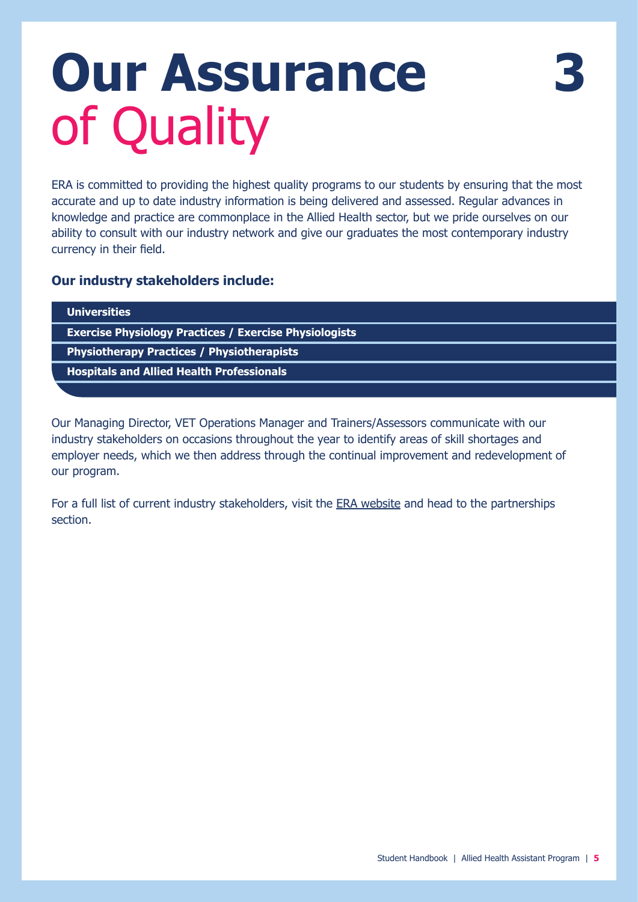# Our Assurance of Quality

3

ERA is committed to providing the highest quality programs to our students by ensuring that the most accurate and up to date industry information is being delivered and assessed. Regular advances in knowledge and practice are commonplace in the Allied Health sector, but we pride ourselves on our ability to consult with our industry network and give our graduates the most contemporary industry currency in their field.

**Our industry stakeholders include:**

- **Universities**
- **Exercise Physiology Practices / Exercise Physiologists**
- **Physiotherapy Practices / Physiotherapists**
- **Hospitals and Allied Health Professionals**

Our Managing Director, VET Operations Manager and Trainers/Assessors communicate with our industry stakeholders on occasions throughout the year to identify areas of skill shortages and employer needs, which we then address through the continual improvement and redevelopment of our program.

For a full list of current industry stakeholders, visit the ERA website and head to the partnerships section.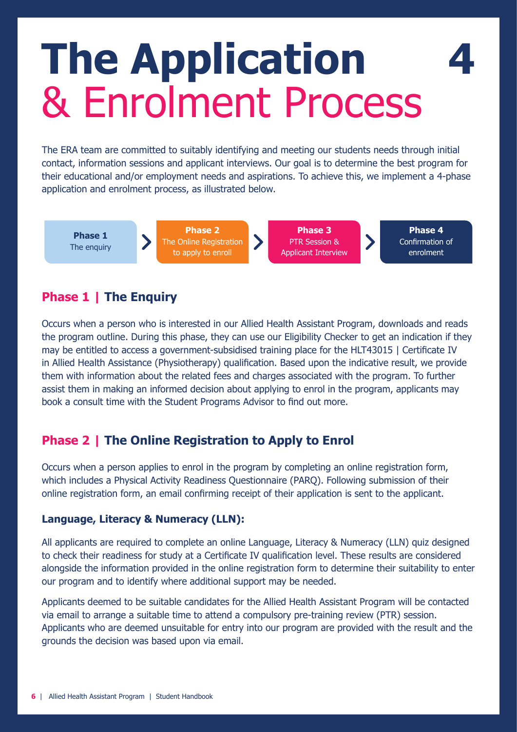# The Application & Enrolment Process 4

The ERA team are committed to suitably identifying and meeting our students needs through initial contact, information sessions and applicant interviews. Our goal is to determine the best program for their educational and/or employment needs and aspirations. To achieve this, we implement a 4-phase application and enrolment process, as illustrated below.

**Phase 1** The enquiry > **Phase 2** The Online Registration to apply to enroll > **Phase 3** PTR Session & Applicant Interview > **Phase 4** Confirmation of enrolment

## Phase 1 | The Enquiry

Occurs when a person who is interested in our Allied Health Assistant Program, downloads and reads the program outline. During this phase, they can use our Eligibility Checker to get an indication if they may be entitled to access a government-subsidised training place for the HLT43015 | Certificate IV in Allied Health Assistance (Physiotherapy) qualification. Based upon the indicative result, we provide them with information about the related fees and charges associated with the program. To further assist them in making an informed decision about applying to enrol in the program, applicants may book a consult time with the Student Programs Advisor to find out more.

## Phase 2 | The Online Registration to Apply to Enrol

Occurs when a person applies to enrol in the program by completing an online registration form, which includes a Physical Activity Readiness Questionnaire (PARQ). Following submission of their online registration form, an email confirming receipt of their application is sent to the applicant.

### Language, Literacy & Numeracy (LLN):

All applicants are required to complete an online Language, Literacy & Numeracy (LLN) quiz designed to check their readiness for study at a Certificate IV qualification level. These results are considered alongside the information provided in the online registration form to determine their suitability to enter our program and to identify where additional support may be needed.

Applicants deemed to be suitable candidates for the Allied Health Assistant Program will be contacted via email to arrange a suitable time to attend a compulsory pre-training review (PTR) session. Applicants who are deemed unsuitable for entry into our program are provided with the result and the grounds the decision was based upon via email.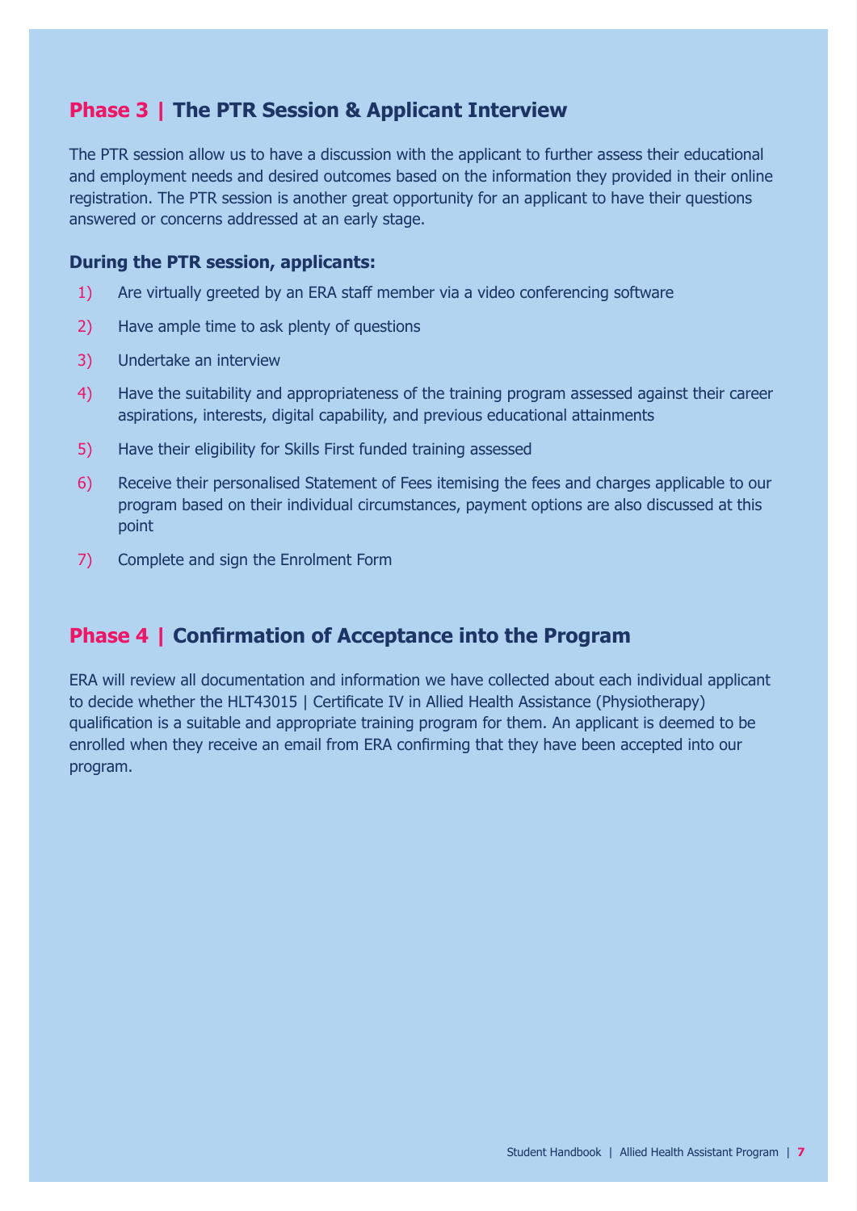## Phase 3 | The PTR Session & Applicant Interview

The PTR session allow us to have a discussion with the applicant to further assess their educational and employment needs and desired outcomes based on the information they provided in their online registration. The PTR session is another great opportunity for an applicant to have their questions answered or concerns addressed at an early stage.

**During the PTR session, applicants:**

1) Are virtually greeted by an ERA staff member via a video conferencing software
2) Have ample time to ask plenty of questions
3) Undertake an interview
4) Have the suitability and appropriateness of the training program assessed against their career aspirations, interests, digital capability, and previous educational attainments
5) Have their eligibility for Skills First funded training assessed
6) Receive their personalised Statement of Fees itemising the fees and charges applicable to our program based on their individual circumstances, payment options are also discussed at this point
7) Complete and sign the Enrolment Form

## Phase 4 | Confirmation of Acceptance into the Program

ERA will review all documentation and information we have collected about each individual applicant to decide whether the HLT43015 | Certificate IV in Allied Health Assistance (Physiotherapy) qualification is a suitable and appropriate training program for them. An applicant is deemed to be enrolled when they receive an email from ERA confirming that they have been accepted into our program.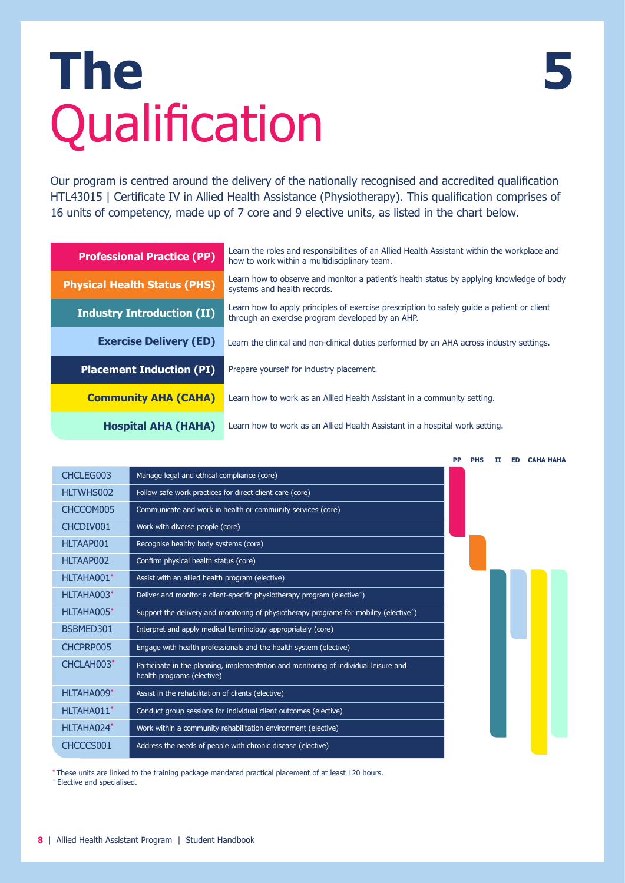# The Qualification

5

Our program is centred around the delivery of the nationally recognised and accredited qualification HTL43015 | Certificate IV in Allied Health Assistance (Physiotherapy). This qualification comprises of 16 units of competency, made up of 7 core and 9 elective units, as listed in the chart below.

| | |
|---|---|
| **Professional Practice (PP)** | Learn the roles and responsibilities of an Allied Health Assistant within the workplace and how to work within a multidisciplinary team. |
| **Physical Health Status (PHS)** | Learn how to observe and monitor a patient's health status by applying knowledge of body systems and health records. |
| **Industry Introduction (II)** | Learn how to apply principles of exercise prescription to safely guide a patient or client through an exercise program developed by an AHP. |
| **Exercise Delivery (ED)** | Learn the clinical and non-clinical duties performed by an AHA across industry settings. |
| **Placement Induction (PI)** | Prepare yourself for industry placement. |
| **Community AHA (CAHA)** | Learn how to work as an Allied Health Assistant in a community setting. |
| **Hospital AHA (HAHA)** | Learn how to work as an Allied Health Assistant in a hospital work setting. |

| | |
|---|---|
| CHCLEG003 | Manage legal and ethical compliance (core) |
| HLTWHS002 | Follow safe work practices for direct client care (core) |
| CHCCOM005 | Communicate and work in health or community services (core) |
| CHCDIV001 | Work with diverse people (core) |
| HLTAAP001 | Recognise healthy body systems (core) |
| HLTAAP002 | Confirm physical health status (core) |
| HLTAHA001* | Assist with an allied health program (elective) |
| HLTAHA003* | Deliver and monitor a client-specific physiotherapy program (elective^) |
| HLTAHA005* | Support the delivery and monitoring of physiotherapy programs for mobility (elective^) |
| BSBMED301 | Interpret and apply medical terminology appropriately (core) |
| CHCPRP005 | Engage with health professionals and the health system (elective) |
| CHCLAH003* | Participate in the planning, implementation and monitoring of individual leisure and health programs (elective) |
| HLTAHA009* | Assist in the rehabilitation of clients (elective) |
| HLTAHA011* | Conduct group sessions for individual client outcomes (elective) |
| HLTAHA024* | Work within a community rehabilitation environment (elective) |
| CHCCCS001 | Address the needs of people with chronic disease (elective) |

PP PHS II ED CAHA HAHA

\* These units are linked to the training package mandated practical placement of at least 120 hours.
^ Elective and specialised.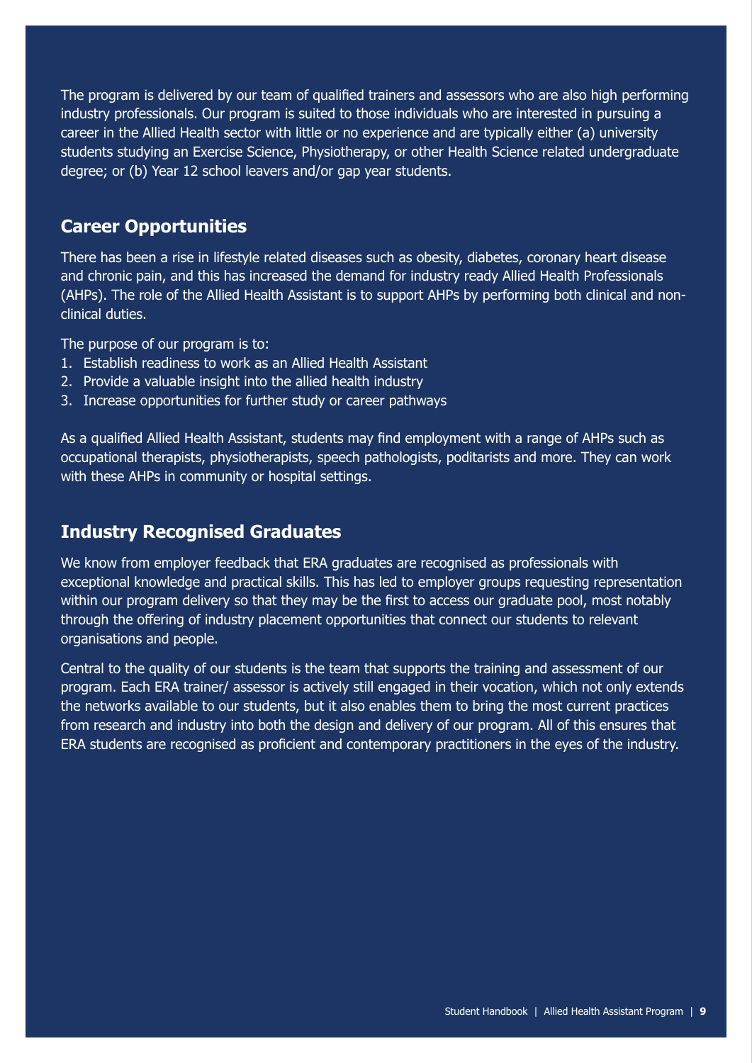The program is delivered by our team of qualified trainers and assessors who are also high performing industry professionals. Our program is suited to those individuals who are interested in pursuing a career in the Allied Health sector with little or no experience and are typically either (a) university students studying an Exercise Science, Physiotherapy, or other Health Science related undergraduate degree; or (b) Year 12 school leavers and/or gap year students.

## Career Opportunities

There has been a rise in lifestyle related diseases such as obesity, diabetes, coronary heart disease and chronic pain, and this has increased the demand for industry ready Allied Health Professionals (AHPs). The role of the Allied Health Assistant is to support AHPs by performing both clinical and non-clinical duties.

The purpose of our program is to:

1. Establish readiness to work as an Allied Health Assistant
2. Provide a valuable insight into the allied health industry
3. Increase opportunities for further study or career pathways

As a qualified Allied Health Assistant, students may find employment with a range of AHPs such as occupational therapists, physiotherapists, speech pathologists, poditarists and more. They can work with these AHPs in community or hospital settings.

## Industry Recognised Graduates

We know from employer feedback that ERA graduates are recognised as professionals with exceptional knowledge and practical skills. This has led to employer groups requesting representation within our program delivery so that they may be the first to access our graduate pool, most notably through the offering of industry placement opportunities that connect our students to relevant organisations and people.

Central to the quality of our students is the team that supports the training and assessment of our program. Each ERA trainer/ assessor is actively still engaged in their vocation, which not only extends the networks available to our students, but it also enables them to bring the most current practices from research and industry into both the design and delivery of our program. All of this ensures that ERA students are recognised as proficient and contemporary practitioners in the eyes of the industry.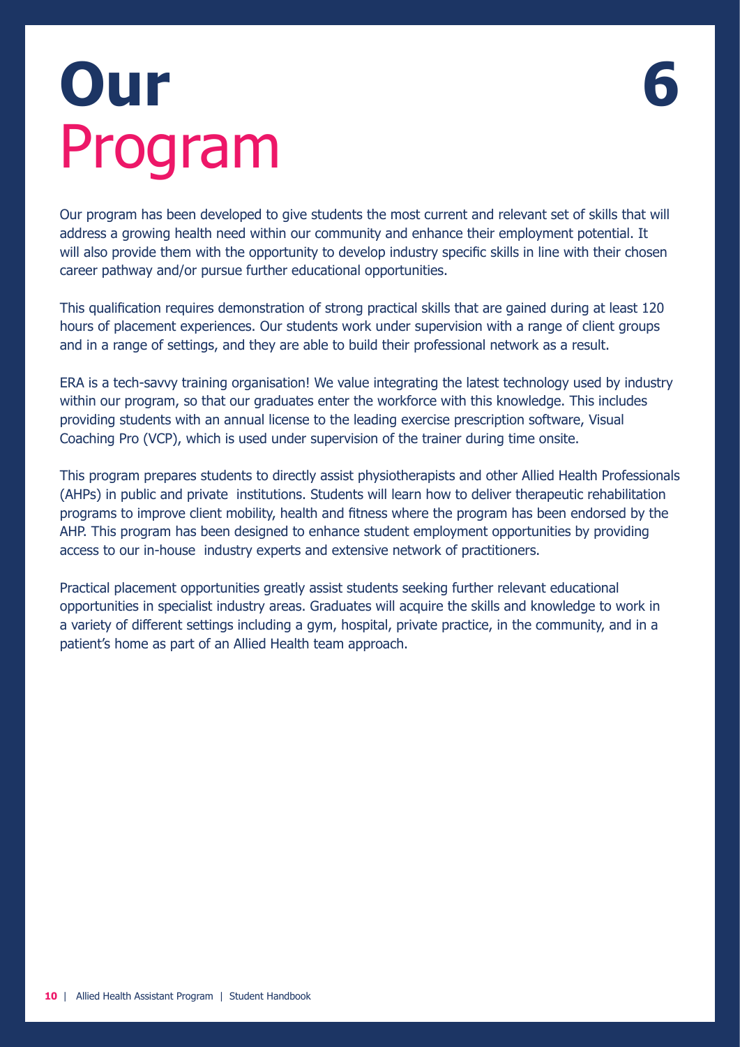# Our Program

# 6

Our program has been developed to give students the most current and relevant set of skills that will address a growing health need within our community and enhance their employment potential. It will also provide them with the opportunity to develop industry specific skills in line with their chosen career pathway and/or pursue further educational opportunities.

This qualification requires demonstration of strong practical skills that are gained during at least 120 hours of placement experiences. Our students work under supervision with a range of client groups and in a range of settings, and they are able to build their professional network as a result.

ERA is a tech-savvy training organisation! We value integrating the latest technology used by industry within our program, so that our graduates enter the workforce with this knowledge. This includes providing students with an annual license to the leading exercise prescription software, Visual Coaching Pro (VCP), which is used under supervision of the trainer during time onsite.

This program prepares students to directly assist physiotherapists and other Allied Health Professionals (AHPs) in public and private institutions. Students will learn how to deliver therapeutic rehabilitation programs to improve client mobility, health and fitness where the program has been endorsed by the AHP. This program has been designed to enhance student employment opportunities by providing access to our in-house industry experts and extensive network of practitioners.

Practical placement opportunities greatly assist students seeking further relevant educational opportunities in specialist industry areas. Graduates will acquire the skills and knowledge to work in a variety of different settings including a gym, hospital, private practice, in the community, and in a patient's home as part of an Allied Health team approach.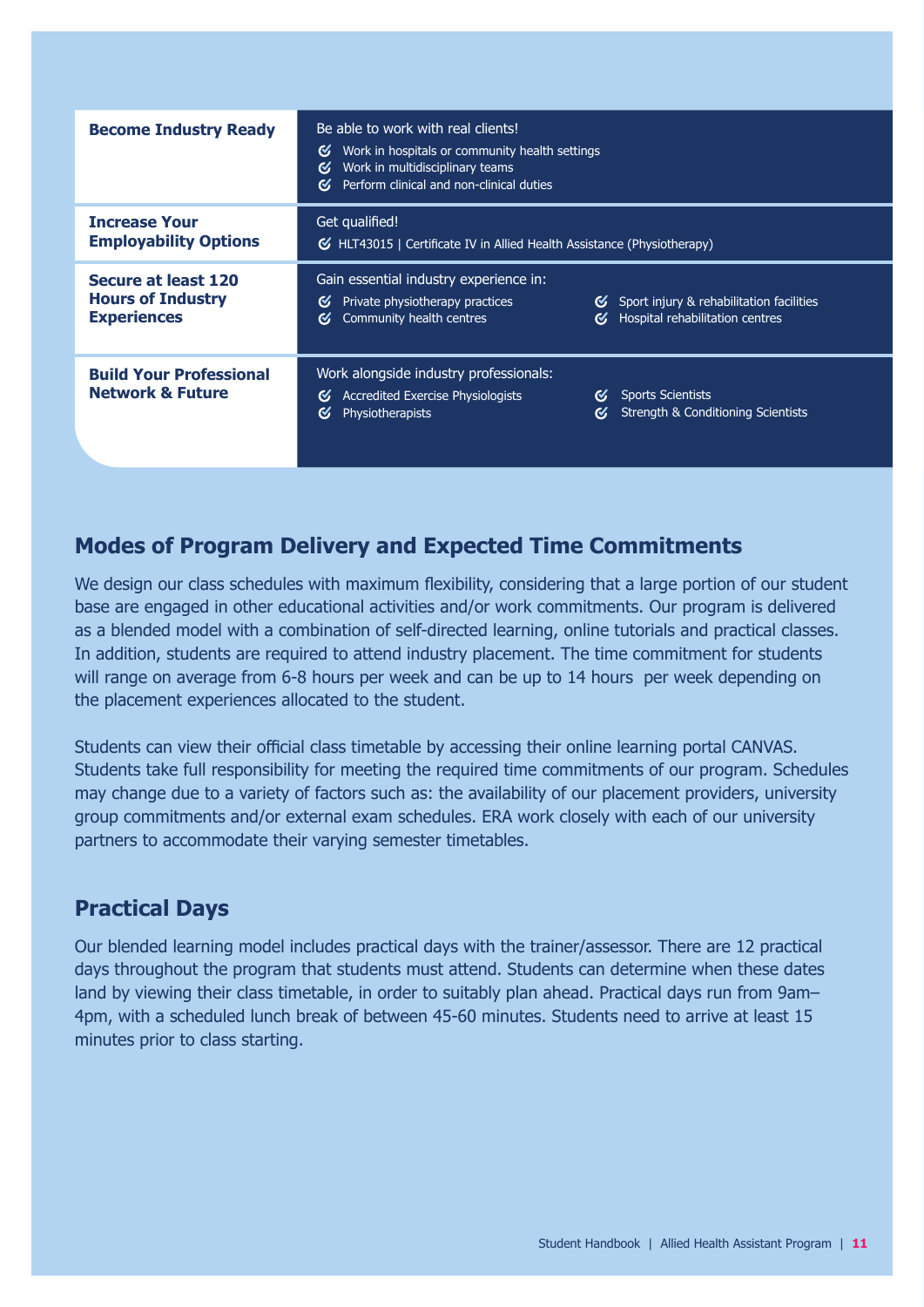| | |
|---|---|
| **Become Industry Ready** | Be able to work with real clients!<br>✓ Work in hospitals or community health settings<br>✓ Work in multidisciplinary teams<br>✓ Perform clinical and non-clinical duties |
| **Increase Your Employability Options** | Get qualified!<br>✓ HLT43015 \| Certificate IV in Allied Health Assistance (Physiotherapy) |
| **Secure at least 120 Hours of Industry Experiences** | Gain essential industry experience in:<br>✓ Private physiotherapy practices<br>✓ Community health centres<br>✓ Sport injury & rehabilitation facilities<br>✓ Hospital rehabilitation centres |
| **Build Your Professional Network & Future** | Work alongside industry professionals:<br>✓ Accredited Exercise Physiologists<br>✓ Physiotherapists<br>✓ Sports Scientists<br>✓ Strength & Conditioning Scientists |

## Modes of Program Delivery and Expected Time Commitments

We design our class schedules with maximum flexibility, considering that a large portion of our student base are engaged in other educational activities and/or work commitments. Our program is delivered as a blended model with a combination of self-directed learning, online tutorials and practical classes. In addition, students are required to attend industry placement. The time commitment for students will range on average from 6-8 hours per week and can be up to 14 hours per week depending on the placement experiences allocated to the student.

Students can view their official class timetable by accessing their online learning portal CANVAS. Students take full responsibility for meeting the required time commitments of our program. Schedules may change due to a variety of factors such as: the availability of our placement providers, university group commitments and/or external exam schedules. ERA work closely with each of our university partners to accommodate their varying semester timetables.

## Practical Days

Our blended learning model includes practical days with the trainer/assessor. There are 12 practical days throughout the program that students must attend. Students can determine when these dates land by viewing their class timetable, in order to suitably plan ahead. Practical days run from 9am–4pm, with a scheduled lunch break of between 45-60 minutes. Students need to arrive at least 15 minutes prior to class starting.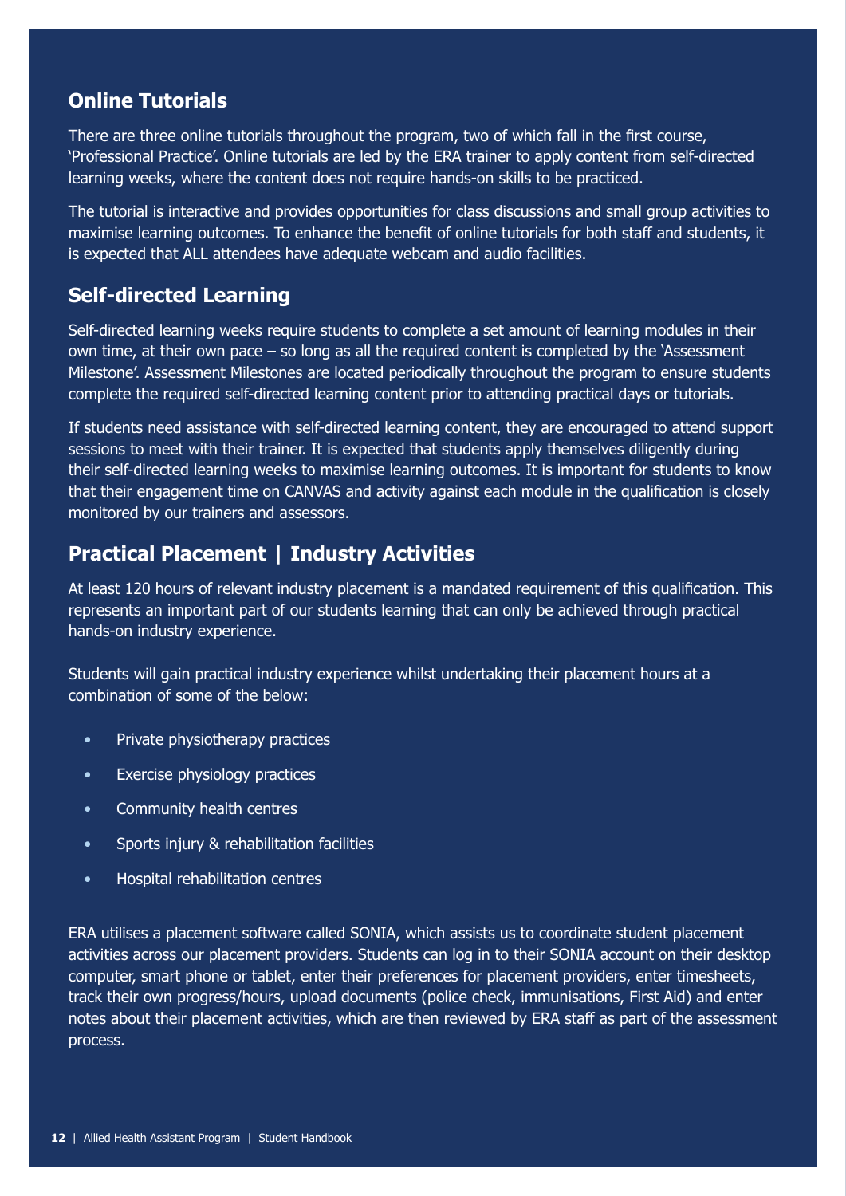## Online Tutorials

There are three online tutorials throughout the program, two of which fall in the first course, 'Professional Practice'. Online tutorials are led by the ERA trainer to apply content from self-directed learning weeks, where the content does not require hands-on skills to be practiced.

The tutorial is interactive and provides opportunities for class discussions and small group activities to maximise learning outcomes. To enhance the benefit of online tutorials for both staff and students, it is expected that ALL attendees have adequate webcam and audio facilities.

## Self-directed Learning

Self-directed learning weeks require students to complete a set amount of learning modules in their own time, at their own pace – so long as all the required content is completed by the 'Assessment Milestone'. Assessment Milestones are located periodically throughout the program to ensure students complete the required self-directed learning content prior to attending practical days or tutorials.

If students need assistance with self-directed learning content, they are encouraged to attend support sessions to meet with their trainer. It is expected that students apply themselves diligently during their self-directed learning weeks to maximise learning outcomes. It is important for students to know that their engagement time on CANVAS and activity against each module in the qualification is closely monitored by our trainers and assessors.

## Practical Placement | Industry Activities

At least 120 hours of relevant industry placement is a mandated requirement of this qualification. This represents an important part of our students learning that can only be achieved through practical hands-on industry experience.

Students will gain practical industry experience whilst undertaking their placement hours at a combination of some of the below:

- Private physiotherapy practices
- Exercise physiology practices
- Community health centres
- Sports injury & rehabilitation facilities
- Hospital rehabilitation centres

ERA utilises a placement software called SONIA, which assists us to coordinate student placement activities across our placement providers. Students can log in to their SONIA account on their desktop computer, smart phone or tablet, enter their preferences for placement providers, enter timesheets, track their own progress/hours, upload documents (police check, immunisations, First Aid) and enter notes about their placement activities, which are then reviewed by ERA staff as part of the assessment process.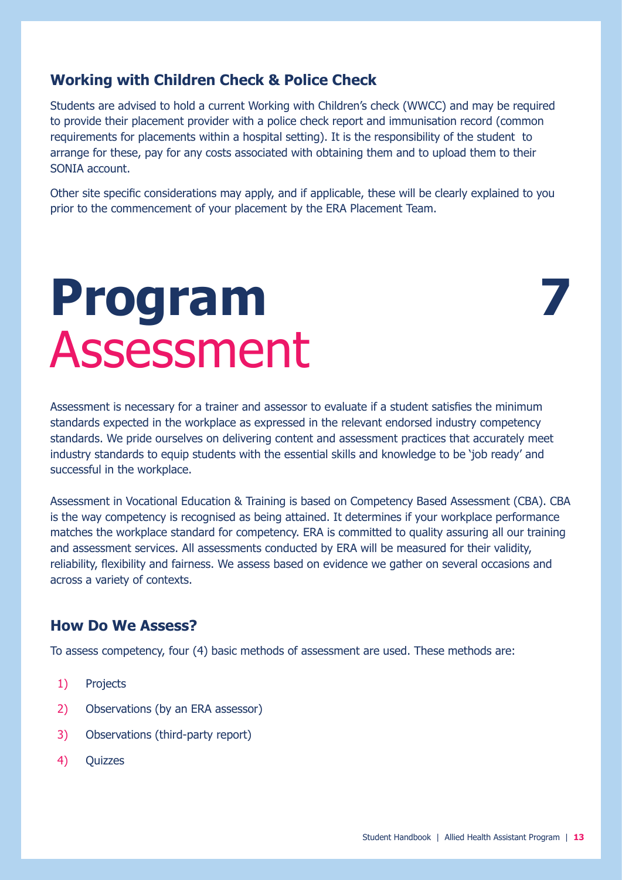## Working with Children Check & Police Check

Students are advised to hold a current Working with Children's check (WWCC) and may be required to provide their placement provider with a police check report and immunisation record (common requirements for placements within a hospital setting). It is the responsibility of the student to arrange for these, pay for any costs associated with obtaining them and to upload them to their SONIA account.

Other site specific considerations may apply, and if applicable, these will be clearly explained to you prior to the commencement of your placement by the ERA Placement Team.

# Program Assessment 7

Assessment is necessary for a trainer and assessor to evaluate if a student satisfies the minimum standards expected in the workplace as expressed in the relevant endorsed industry competency standards. We pride ourselves on delivering content and assessment practices that accurately meet industry standards to equip students with the essential skills and knowledge to be 'job ready' and successful in the workplace.

Assessment in Vocational Education & Training is based on Competency Based Assessment (CBA). CBA is the way competency is recognised as being attained. It determines if your workplace performance matches the workplace standard for competency. ERA is committed to quality assuring all our training and assessment services. All assessments conducted by ERA will be measured for their validity, reliability, flexibility and fairness. We assess based on evidence we gather on several occasions and across a variety of contexts.

## How Do We Assess?

To assess competency, four (4) basic methods of assessment are used. These methods are:

1) Projects
2) Observations (by an ERA assessor)
3) Observations (third-party report)
4) Quizzes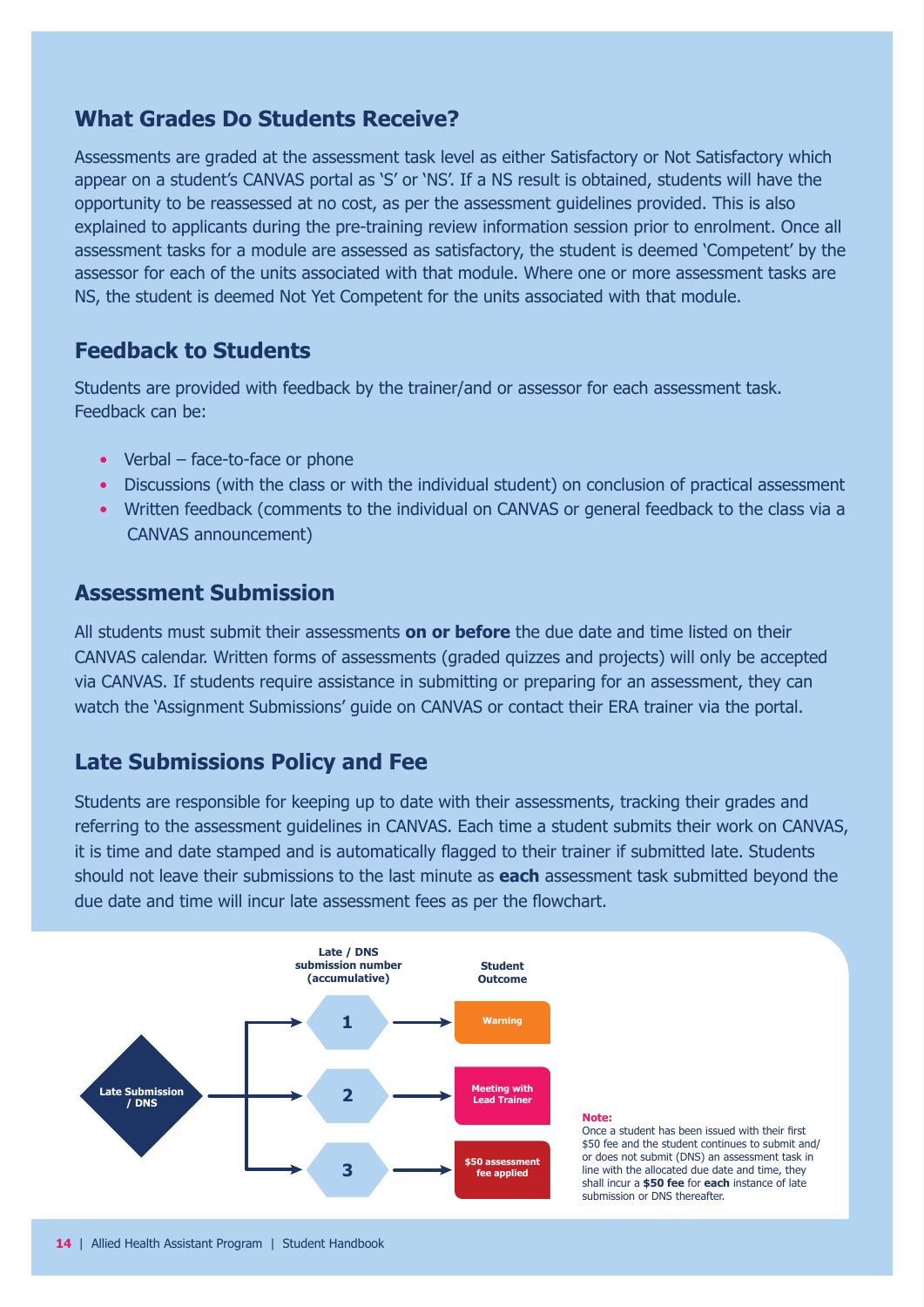## What Grades Do Students Receive?

Assessments are graded at the assessment task level as either Satisfactory or Not Satisfactory which appear on a student's CANVAS portal as 'S' or 'NS'. If a NS result is obtained, students will have the opportunity to be reassessed at no cost, as per the assessment guidelines provided. This is also explained to applicants during the pre-training review information session prior to enrolment. Once all assessment tasks for a module are assessed as satisfactory, the student is deemed 'Competent' by the assessor for each of the units associated with that module. Where one or more assessment tasks are NS, the student is deemed Not Yet Competent for the units associated with that module.

## Feedback to Students

Students are provided with feedback by the trainer/and or assessor for each assessment task. Feedback can be:

- Verbal – face-to-face or phone
- Discussions (with the class or with the individual student) on conclusion of practical assessment
- Written feedback (comments to the individual on CANVAS or general feedback to the class via a CANVAS announcement)

## Assessment Submission

All students must submit their assessments **on or before** the due date and time listed on their CANVAS calendar. Written forms of assessments (graded quizzes and projects) will only be accepted via CANVAS. If students require assistance in submitting or preparing for an assessment, they can watch the 'Assignment Submissions' guide on CANVAS or contact their ERA trainer via the portal.

## Late Submissions Policy and Fee

Students are responsible for keeping up to date with their assessments, tracking their grades and referring to the assessment guidelines in CANVAS. Each time a student submits their work on CANVAS, it is time and date stamped and is automatically flagged to their trainer if submitted late. Students should not leave their submissions to the last minute as **each** assessment task submitted beyond the due date and time will incur late assessment fees as per the flowchart.

Late Submission / DNS

Late / DNS submission number (accumulative)

Student Outcome

1 → Warning

2 → Meeting with Lead Trainer

3 → $50 assessment fee applied

**Note:**
Once a student has been issued with their first $50 fee and the student continues to submit and/or does not submit (DNS) an assessment task in line with the allocated due date and time, they shall incur a **$50 fee** for **each** instance of late submission or DNS thereafter.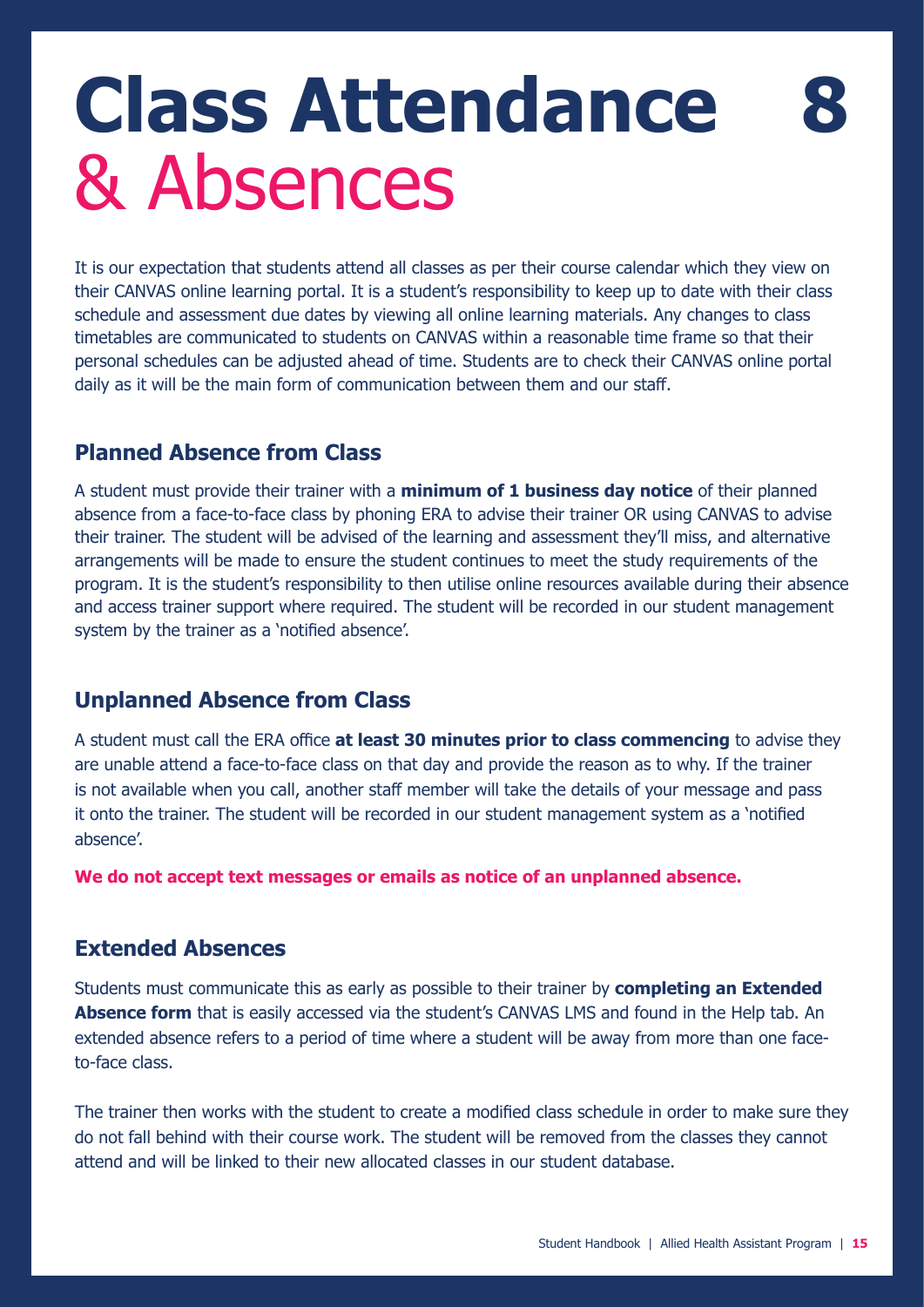# Class Attendance 8 & Absences

It is our expectation that students attend all classes as per their course calendar which they view on their CANVAS online learning portal. It is a student's responsibility to keep up to date with their class schedule and assessment due dates by viewing all online learning materials. Any changes to class timetables are communicated to students on CANVAS within a reasonable time frame so that their personal schedules can be adjusted ahead of time. Students are to check their CANVAS online portal daily as it will be the main form of communication between them and our staff.

## Planned Absence from Class

A student must provide their trainer with a **minimum of 1 business day notice** of their planned absence from a face-to-face class by phoning ERA to advise their trainer OR using CANVAS to advise their trainer. The student will be advised of the learning and assessment they'll miss, and alternative arrangements will be made to ensure the student continues to meet the study requirements of the program. It is the student's responsibility to then utilise online resources available during their absence and access trainer support where required. The student will be recorded in our student management system by the trainer as a 'notified absence'.

## Unplanned Absence from Class

A student must call the ERA office **at least 30 minutes prior to class commencing** to advise they are unable attend a face-to-face class on that day and provide the reason as to why. If the trainer is not available when you call, another staff member will take the details of your message and pass it onto the trainer. The student will be recorded in our student management system as a 'notified absence'.

**We do not accept text messages or emails as notice of an unplanned absence.**

## Extended Absences

Students must communicate this as early as possible to their trainer by **completing an Extended Absence form** that is easily accessed via the student's CANVAS LMS and found in the Help tab. An extended absence refers to a period of time where a student will be away from more than one face-to-face class.

The trainer then works with the student to create a modified class schedule in order to make sure they do not fall behind with their course work. The student will be removed from the classes they cannot attend and will be linked to their new allocated classes in our student database.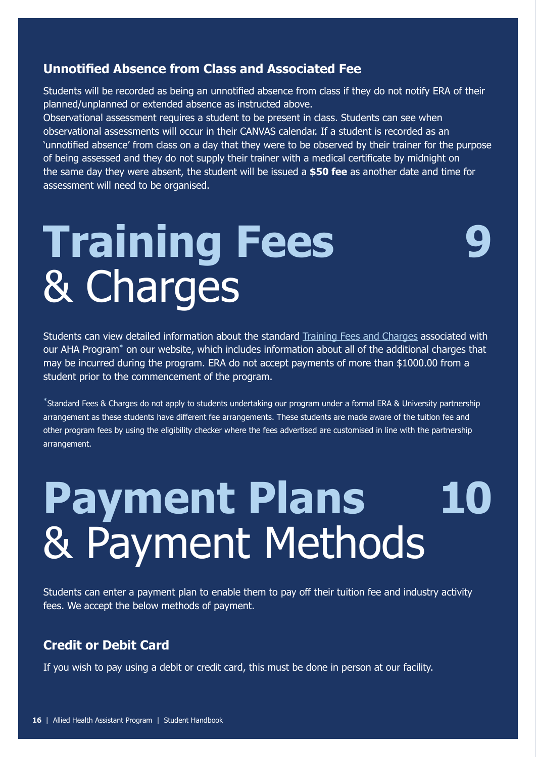### Unnotified Absence from Class and Associated Fee

Students will be recorded as being an unnotified absence from class if they do not notify ERA of their planned/unplanned or extended absence as instructed above.
Observational assessment requires a student to be present in class. Students can see when observational assessments will occur in their CANVAS calendar. If a student is recorded as an 'unnotified absence' from class on a day that they were to be observed by their trainer for the purpose of being assessed and they do not supply their trainer with a medical certificate by midnight on the same day they were absent, the student will be issued a **$50 fee** as another date and time for assessment will need to be organised.

# Training Fees & Charges 9

Students can view detailed information about the standard Training Fees and Charges associated with our AHA Program* on our website, which includes information about all of the additional charges that may be incurred during the program. ERA do not accept payments of more than $1000.00 from a student prior to the commencement of the program.

*Standard Fees & Charges do not apply to students undertaking our program under a formal ERA & University partnership arrangement as these students have different fee arrangements. These students are made aware of the tuition fee and other program fees by using the eligibility checker where the fees advertised are customised in line with the partnership arrangement.

# Payment Plans & Payment Methods 10

Students can enter a payment plan to enable them to pay off their tuition fee and industry activity fees. We accept the below methods of payment.

### Credit or Debit Card

If you wish to pay using a debit or credit card, this must be done in person at our facility.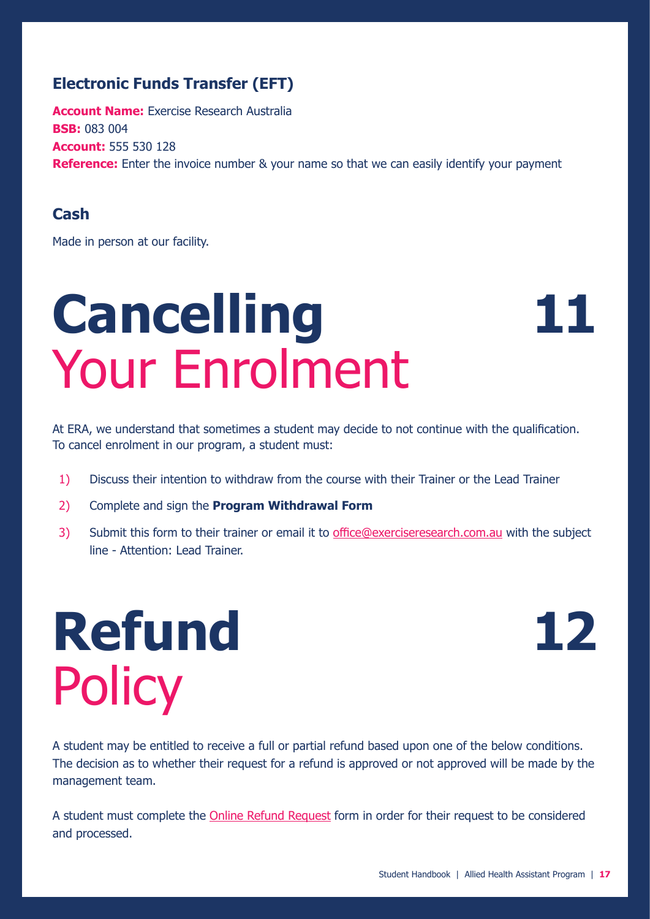### Electronic Funds Transfer (EFT)

**Account Name:** Exercise Research Australia
**BSB:** 083 004
**Account:** 555 530 128
**Reference:** Enter the invoice number & your name so that we can easily identify your payment

### Cash

Made in person at our facility.

# Cancelling Your Enrolment 11

At ERA, we understand that sometimes a student may decide to not continue with the qualification. To cancel enrolment in our program, a student must:

1) Discuss their intention to withdraw from the course with their Trainer or the Lead Trainer
2) Complete and sign the **Program Withdrawal Form**
3) Submit this form to their trainer or email it to office@exerciseresearch.com.au with the subject line - Attention: Lead Trainer.

# Refund Policy 12

A student may be entitled to receive a full or partial refund based upon one of the below conditions. The decision as to whether their request for a refund is approved or not approved will be made by the management team.

A student must complete the Online Refund Request form in order for their request to be considered and processed.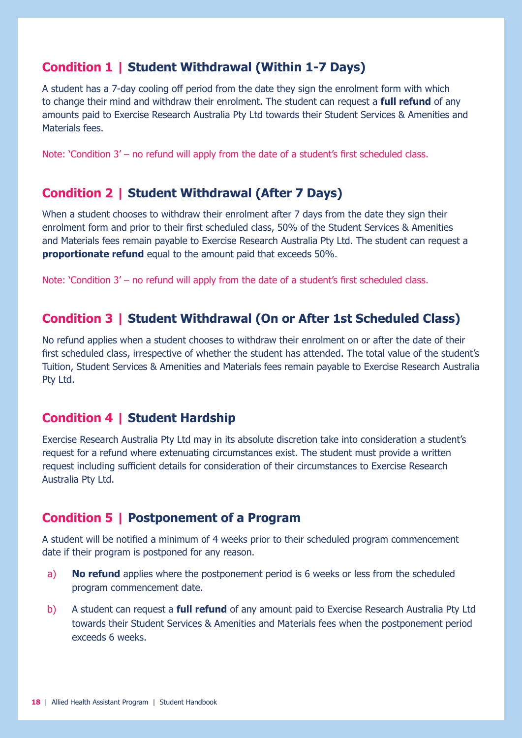## Condition 1 | Student Withdrawal (Within 1-7 Days)

A student has a 7-day cooling off period from the date they sign the enrolment form with which to change their mind and withdraw their enrolment. The student can request a **full refund** of any amounts paid to Exercise Research Australia Pty Ltd towards their Student Services & Amenities and Materials fees.

Note: 'Condition 3' – no refund will apply from the date of a student's first scheduled class.

## Condition 2 | Student Withdrawal (After 7 Days)

When a student chooses to withdraw their enrolment after 7 days from the date they sign their enrolment form and prior to their first scheduled class, 50% of the Student Services & Amenities and Materials fees remain payable to Exercise Research Australia Pty Ltd. The student can request a **proportionate refund** equal to the amount paid that exceeds 50%.

Note: 'Condition 3' – no refund will apply from the date of a student's first scheduled class.

## Condition 3 | Student Withdrawal (On or After 1st Scheduled Class)

No refund applies when a student chooses to withdraw their enrolment on or after the date of their first scheduled class, irrespective of whether the student has attended. The total value of the student's Tuition, Student Services & Amenities and Materials fees remain payable to Exercise Research Australia Pty Ltd.

## Condition 4 | Student Hardship

Exercise Research Australia Pty Ltd may in its absolute discretion take into consideration a student's request for a refund where extenuating circumstances exist. The student must provide a written request including sufficient details for consideration of their circumstances to Exercise Research Australia Pty Ltd.

## Condition 5 | Postponement of a Program

A student will be notified a minimum of 4 weeks prior to their scheduled program commencement date if their program is postponed for any reason.

a) **No refund** applies where the postponement period is 6 weeks or less from the scheduled program commencement date.

b) A student can request a **full refund** of any amount paid to Exercise Research Australia Pty Ltd towards their Student Services & Amenities and Materials fees when the postponement period exceeds 6 weeks.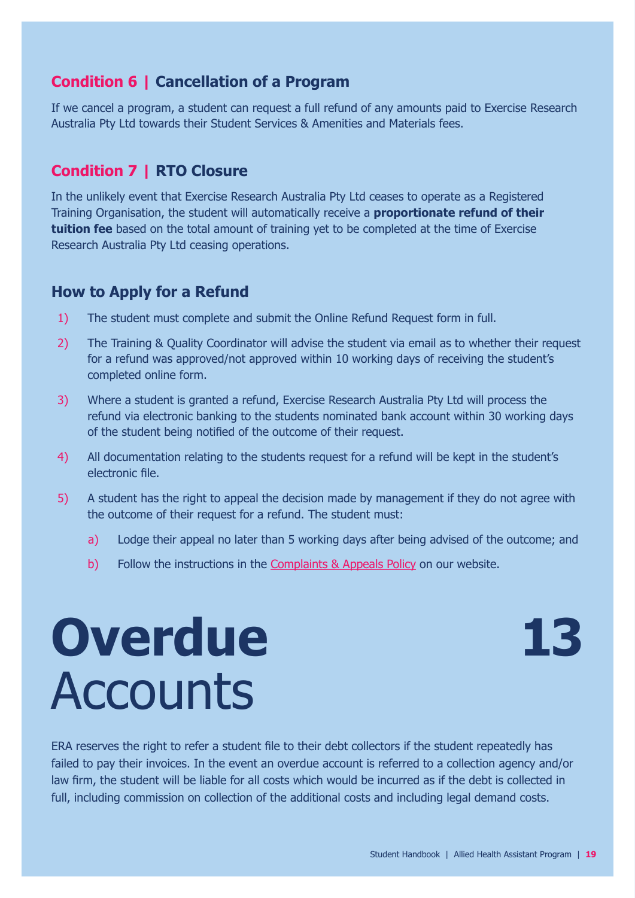### Condition 6 | Cancellation of a Program

If we cancel a program, a student can request a full refund of any amounts paid to Exercise Research Australia Pty Ltd towards their Student Services & Amenities and Materials fees.

### Condition 7 | RTO Closure

In the unlikely event that Exercise Research Australia Pty Ltd ceases to operate as a Registered Training Organisation, the student will automatically receive a **proportionate refund of their tuition fee** based on the total amount of training yet to be completed at the time of Exercise Research Australia Pty Ltd ceasing operations.

### How to Apply for a Refund

1) The student must complete and submit the Online Refund Request form in full.
2) The Training & Quality Coordinator will advise the student via email as to whether their request for a refund was approved/not approved within 10 working days of receiving the student's completed online form.
3) Where a student is granted a refund, Exercise Research Australia Pty Ltd will process the refund via electronic banking to the students nominated bank account within 30 working days of the student being notified of the outcome of their request.
4) All documentation relating to the students request for a refund will be kept in the student's electronic file.
5) A student has the right to appeal the decision made by management if they do not agree with the outcome of their request for a refund. The student must:
    a) Lodge their appeal no later than 5 working days after being advised of the outcome; and
    b) Follow the instructions in the Complaints & Appeals Policy on our website.

# Overdue Accounts 13

ERA reserves the right to refer a student file to their debt collectors if the student repeatedly has failed to pay their invoices. In the event an overdue account is referred to a collection agency and/or law firm, the student will be liable for all costs which would be incurred as if the debt is collected in full, including commission on collection of the additional costs and including legal demand costs.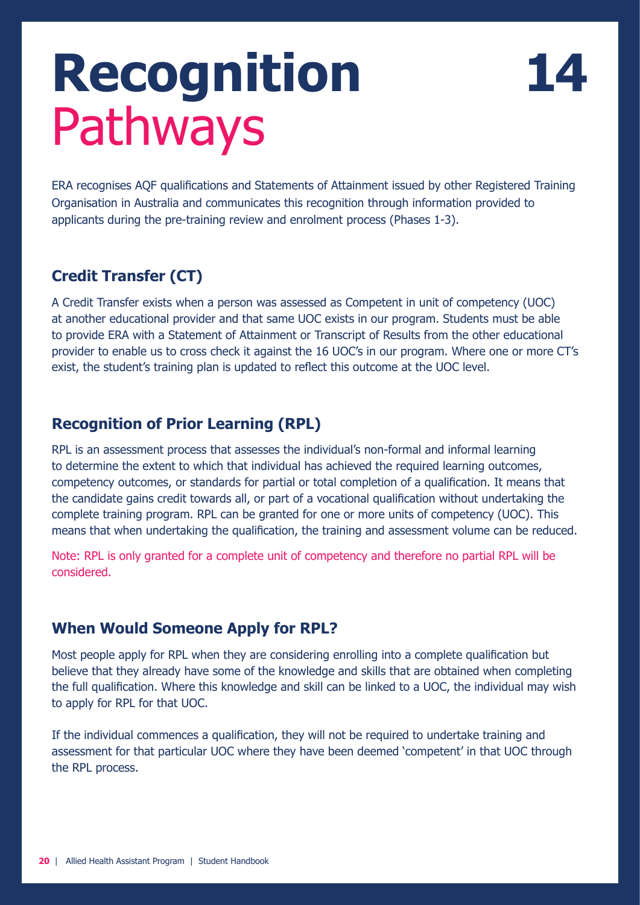# Recognition Pathways

# 14

ERA recognises AQF qualifications and Statements of Attainment issued by other Registered Training Organisation in Australia and communicates this recognition through information provided to applicants during the pre-training review and enrolment process (Phases 1-3).

## Credit Transfer (CT)

A Credit Transfer exists when a person was assessed as Competent in unit of competency (UOC) at another educational provider and that same UOC exists in our program. Students must be able to provide ERA with a Statement of Attainment or Transcript of Results from the other educational provider to enable us to cross check it against the 16 UOC's in our program. Where one or more CT's exist, the student's training plan is updated to reflect this outcome at the UOC level.

## Recognition of Prior Learning (RPL)

RPL is an assessment process that assesses the individual's non-formal and informal learning to determine the extent to which that individual has achieved the required learning outcomes, competency outcomes, or standards for partial or total completion of a qualification. It means that the candidate gains credit towards all, or part of a vocational qualification without undertaking the complete training program. RPL can be granted for one or more units of competency (UOC). This means that when undertaking the qualification, the training and assessment volume can be reduced.

Note: RPL is only granted for a complete unit of competency and therefore no partial RPL will be considered.

## When Would Someone Apply for RPL?

Most people apply for RPL when they are considering enrolling into a complete qualification but believe that they already have some of the knowledge and skills that are obtained when completing the full qualification. Where this knowledge and skill can be linked to a UOC, the individual may wish to apply for RPL for that UOC.

If the individual commences a qualification, they will not be required to undertake training and assessment for that particular UOC where they have been deemed 'competent' in that UOC through the RPL process.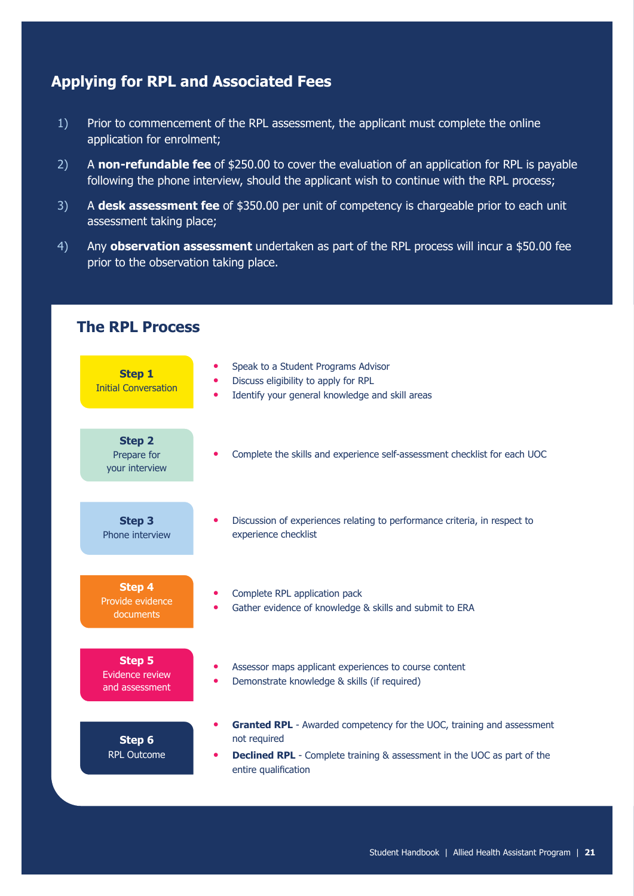## Applying for RPL and Associated Fees

1) Prior to commencement of the RPL assessment, the applicant must complete the online application for enrolment;
2) A **non-refundable fee** of $250.00 to cover the evaluation of an application for RPL is payable following the phone interview, should the applicant wish to continue with the RPL process;
3) A **desk assessment fee** of $350.00 per unit of competency is chargeable prior to each unit assessment taking place;
4) Any **observation assessment** undertaken as part of the RPL process will incur a $50.00 fee prior to the observation taking place.

## The RPL Process

**Step 1**
Initial Conversation

- Speak to a Student Programs Advisor
- Discuss eligibility to apply for RPL
- Identify your general knowledge and skill areas

**Step 2**
Prepare for your interview

- Complete the skills and experience self-assessment checklist for each UOC

**Step 3**
Phone interview

- Discussion of experiences relating to performance criteria, in respect to experience checklist

**Step 4**
Provide evidence documents

- Complete RPL application pack
- Gather evidence of knowledge & skills and submit to ERA

**Step 5**
Evidence review and assessment

- Assessor maps applicant experiences to course content
- Demonstrate knowledge & skills (if required)

**Step 6**
RPL Outcome

- **Granted RPL** - Awarded competency for the UOC, training and assessment not required
- **Declined RPL** - Complete training & assessment in the UOC as part of the entire qualification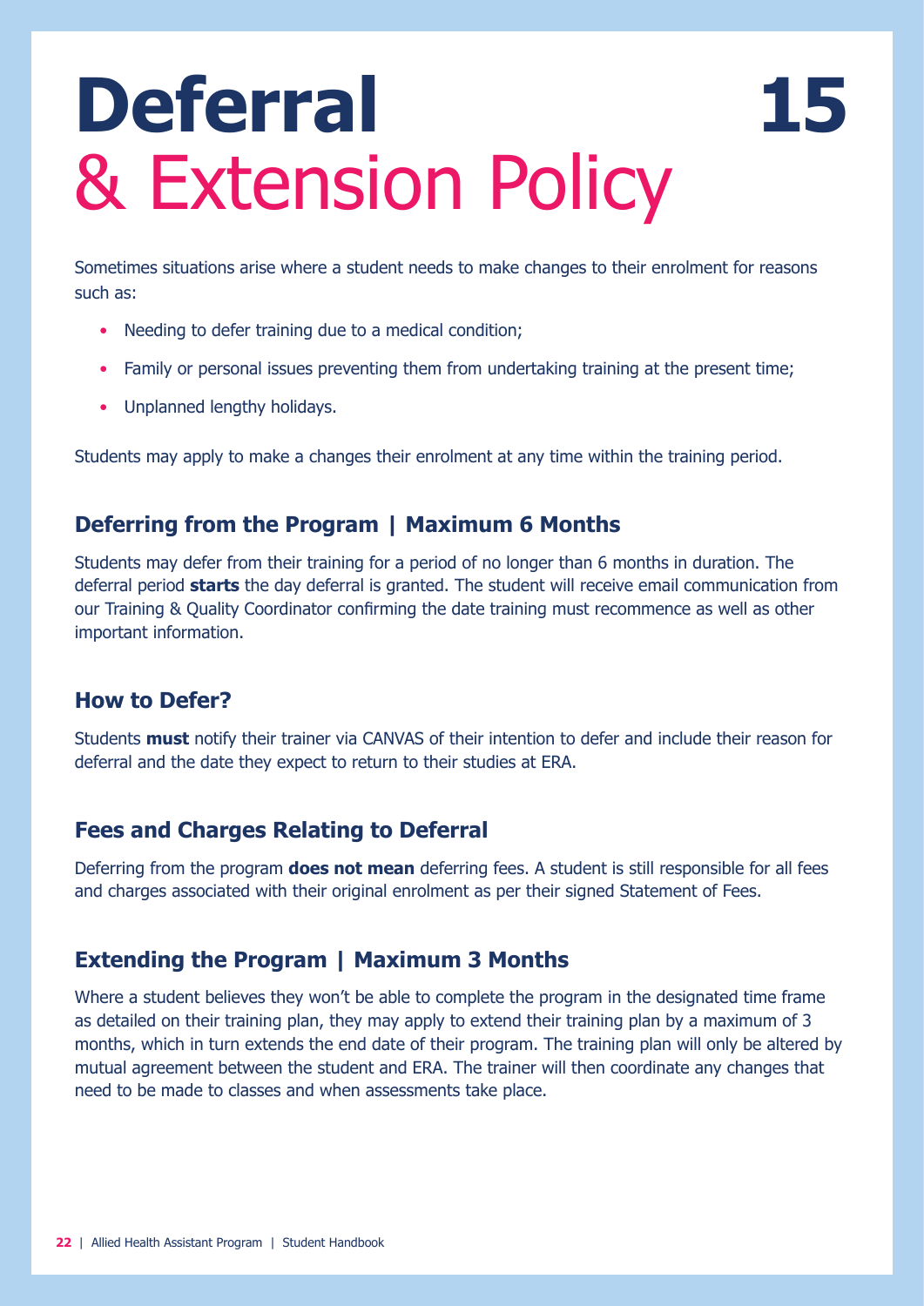# Deferral & Extension Policy 15

Sometimes situations arise where a student needs to make changes to their enrolment for reasons such as:

- Needing to defer training due to a medical condition;
- Family or personal issues preventing them from undertaking training at the present time;
- Unplanned lengthy holidays.

Students may apply to make a changes their enrolment at any time within the training period.

## Deferring from the Program | Maximum 6 Months

Students may defer from their training for a period of no longer than 6 months in duration. The deferral period **starts** the day deferral is granted. The student will receive email communication from our Training & Quality Coordinator confirming the date training must recommence as well as other important information.

## How to Defer?

Students **must** notify their trainer via CANVAS of their intention to defer and include their reason for deferral and the date they expect to return to their studies at ERA.

## Fees and Charges Relating to Deferral

Deferring from the program **does not mean** deferring fees. A student is still responsible for all fees and charges associated with their original enrolment as per their signed Statement of Fees.

## Extending the Program | Maximum 3 Months

Where a student believes they won't be able to complete the program in the designated time frame as detailed on their training plan, they may apply to extend their training plan by a maximum of 3 months, which in turn extends the end date of their program. The training plan will only be altered by mutual agreement between the student and ERA. The trainer will then coordinate any changes that need to be made to classes and when assessments take place.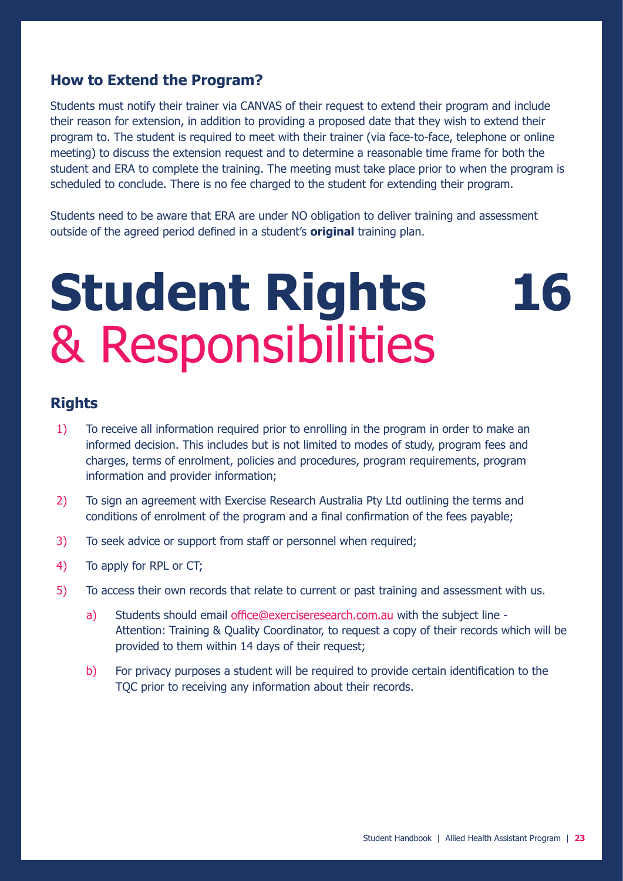### How to Extend the Program?

Students must notify their trainer via CANVAS of their request to extend their program and include their reason for extension, in addition to providing a proposed date that they wish to extend their program to. The student is required to meet with their trainer (via face-to-face, telephone or online meeting) to discuss the extension request and to determine a reasonable time frame for both the student and ERA to complete the training. The meeting must take place prior to when the program is scheduled to conclude. There is no fee charged to the student for extending their program.

Students need to be aware that ERA are under NO obligation to deliver training and assessment outside of the agreed period defined in a student's **original** training plan.

# Student Rights & Responsibilities 16

### Rights

1) To receive all information required prior to enrolling in the program in order to make an informed decision. This includes but is not limited to modes of study, program fees and charges, terms of enrolment, policies and procedures, program requirements, program information and provider information;
2) To sign an agreement with Exercise Research Australia Pty Ltd outlining the terms and conditions of enrolment of the program and a final confirmation of the fees payable;
3) To seek advice or support from staff or personnel when required;
4) To apply for RPL or CT;
5) To access their own records that relate to current or past training and assessment with us.
    a) Students should email office@exerciseresearch.com.au with the subject line - Attention: Training & Quality Coordinator, to request a copy of their records which will be provided to them within 14 days of their request;
    b) For privacy purposes a student will be required to provide certain identification to the TQC prior to receiving any information about their records.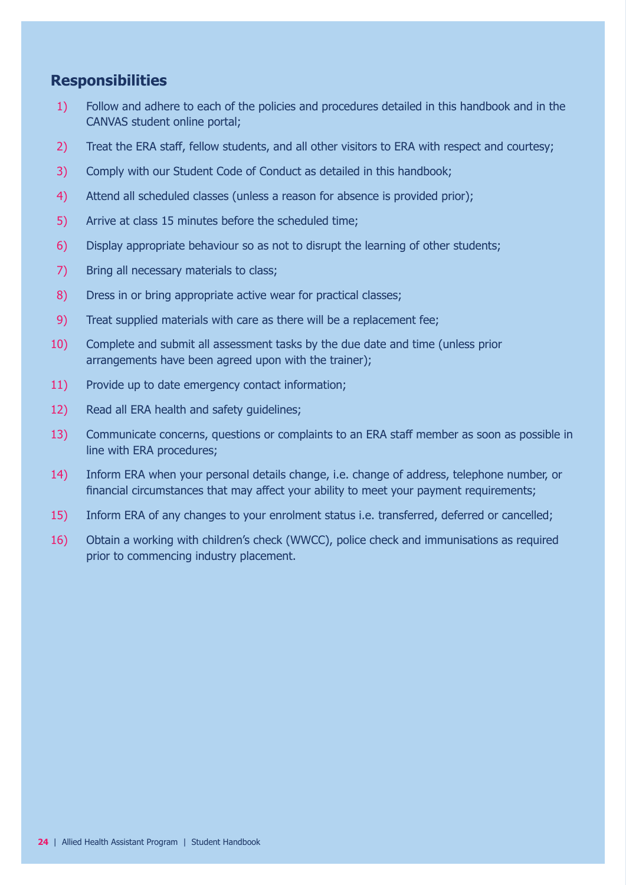## Responsibilities

1) Follow and adhere to each of the policies and procedures detailed in this handbook and in the CANVAS student online portal;
2) Treat the ERA staff, fellow students, and all other visitors to ERA with respect and courtesy;
3) Comply with our Student Code of Conduct as detailed in this handbook;
4) Attend all scheduled classes (unless a reason for absence is provided prior);
5) Arrive at class 15 minutes before the scheduled time;
6) Display appropriate behaviour so as not to disrupt the learning of other students;
7) Bring all necessary materials to class;
8) Dress in or bring appropriate active wear for practical classes;
9) Treat supplied materials with care as there will be a replacement fee;
10) Complete and submit all assessment tasks by the due date and time (unless prior arrangements have been agreed upon with the trainer);
11) Provide up to date emergency contact information;
12) Read all ERA health and safety guidelines;
13) Communicate concerns, questions or complaints to an ERA staff member as soon as possible in line with ERA procedures;
14) Inform ERA when your personal details change, i.e. change of address, telephone number, or financial circumstances that may affect your ability to meet your payment requirements;
15) Inform ERA of any changes to your enrolment status i.e. transferred, deferred or cancelled;
16) Obtain a working with children's check (WWCC), police check and immunisations as required prior to commencing industry placement.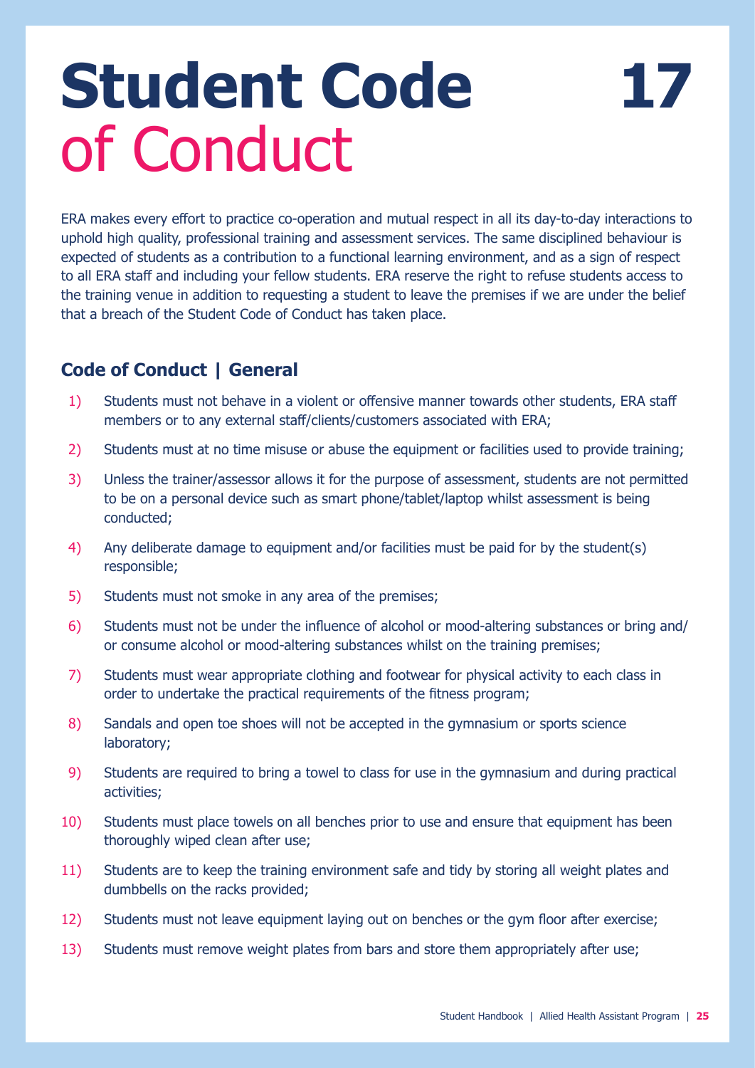# Student Code of Conduct 17

ERA makes every effort to practice co-operation and mutual respect in all its day-to-day interactions to uphold high quality, professional training and assessment services. The same disciplined behaviour is expected of students as a contribution to a functional learning environment, and as a sign of respect to all ERA staff and including your fellow students. ERA reserve the right to refuse students access to the training venue in addition to requesting a student to leave the premises if we are under the belief that a breach of the Student Code of Conduct has taken place.

## Code of Conduct | General

1) Students must not behave in a violent or offensive manner towards other students, ERA staff members or to any external staff/clients/customers associated with ERA;
2) Students must at no time misuse or abuse the equipment or facilities used to provide training;
3) Unless the trainer/assessor allows it for the purpose of assessment, students are not permitted to be on a personal device such as smart phone/tablet/laptop whilst assessment is being conducted;
4) Any deliberate damage to equipment and/or facilities must be paid for by the student(s) responsible;
5) Students must not smoke in any area of the premises;
6) Students must not be under the influence of alcohol or mood-altering substances or bring and/or consume alcohol or mood-altering substances whilst on the training premises;
7) Students must wear appropriate clothing and footwear for physical activity to each class in order to undertake the practical requirements of the fitness program;
8) Sandals and open toe shoes will not be accepted in the gymnasium or sports science laboratory;
9) Students are required to bring a towel to class for use in the gymnasium and during practical activities;
10) Students must place towels on all benches prior to use and ensure that equipment has been thoroughly wiped clean after use;
11) Students are to keep the training environment safe and tidy by storing all weight plates and dumbbells on the racks provided;
12) Students must not leave equipment laying out on benches or the gym floor after exercise;
13) Students must remove weight plates from bars and store them appropriately after use;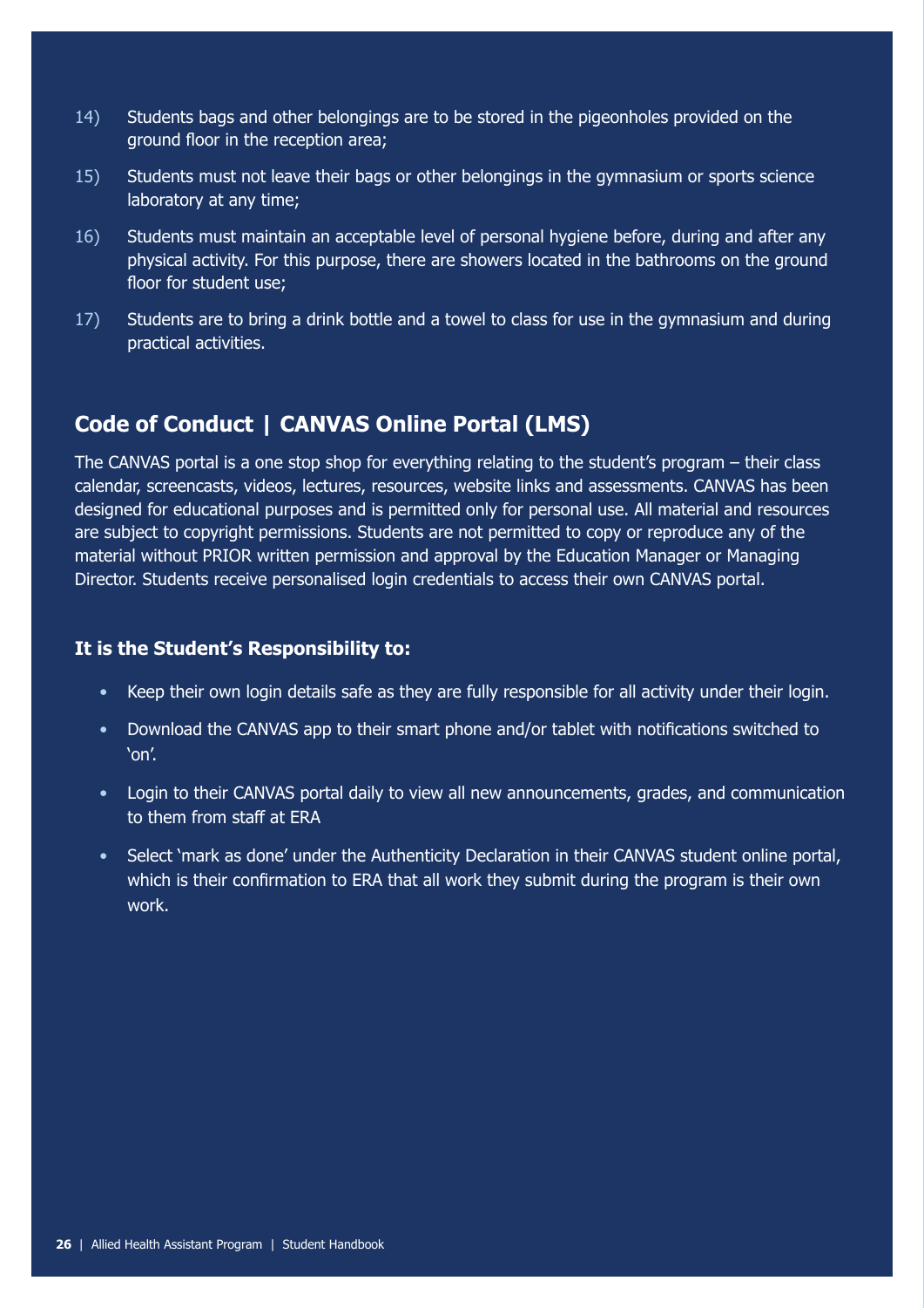14) Students bags and other belongings are to be stored in the pigeonholes provided on the ground floor in the reception area;

15) Students must not leave their bags or other belongings in the gymnasium or sports science laboratory at any time;

16) Students must maintain an acceptable level of personal hygiene before, during and after any physical activity. For this purpose, there are showers located in the bathrooms on the ground floor for student use;

17) Students are to bring a drink bottle and a towel to class for use in the gymnasium and during practical activities.

## Code of Conduct | CANVAS Online Portal (LMS)

The CANVAS portal is a one stop shop for everything relating to the student's program – their class calendar, screencasts, videos, lectures, resources, website links and assessments. CANVAS has been designed for educational purposes and is permitted only for personal use. All material and resources are subject to copyright permissions. Students are not permitted to copy or reproduce any of the material without PRIOR written permission and approval by the Education Manager or Managing Director. Students receive personalised login credentials to access their own CANVAS portal.

### It is the Student's Responsibility to:

- Keep their own login details safe as they are fully responsible for all activity under their login.
- Download the CANVAS app to their smart phone and/or tablet with notifications switched to 'on'.
- Login to their CANVAS portal daily to view all new announcements, grades, and communication to them from staff at ERA
- Select 'mark as done' under the Authenticity Declaration in their CANVAS student online portal, which is their confirmation to ERA that all work they submit during the program is their own work.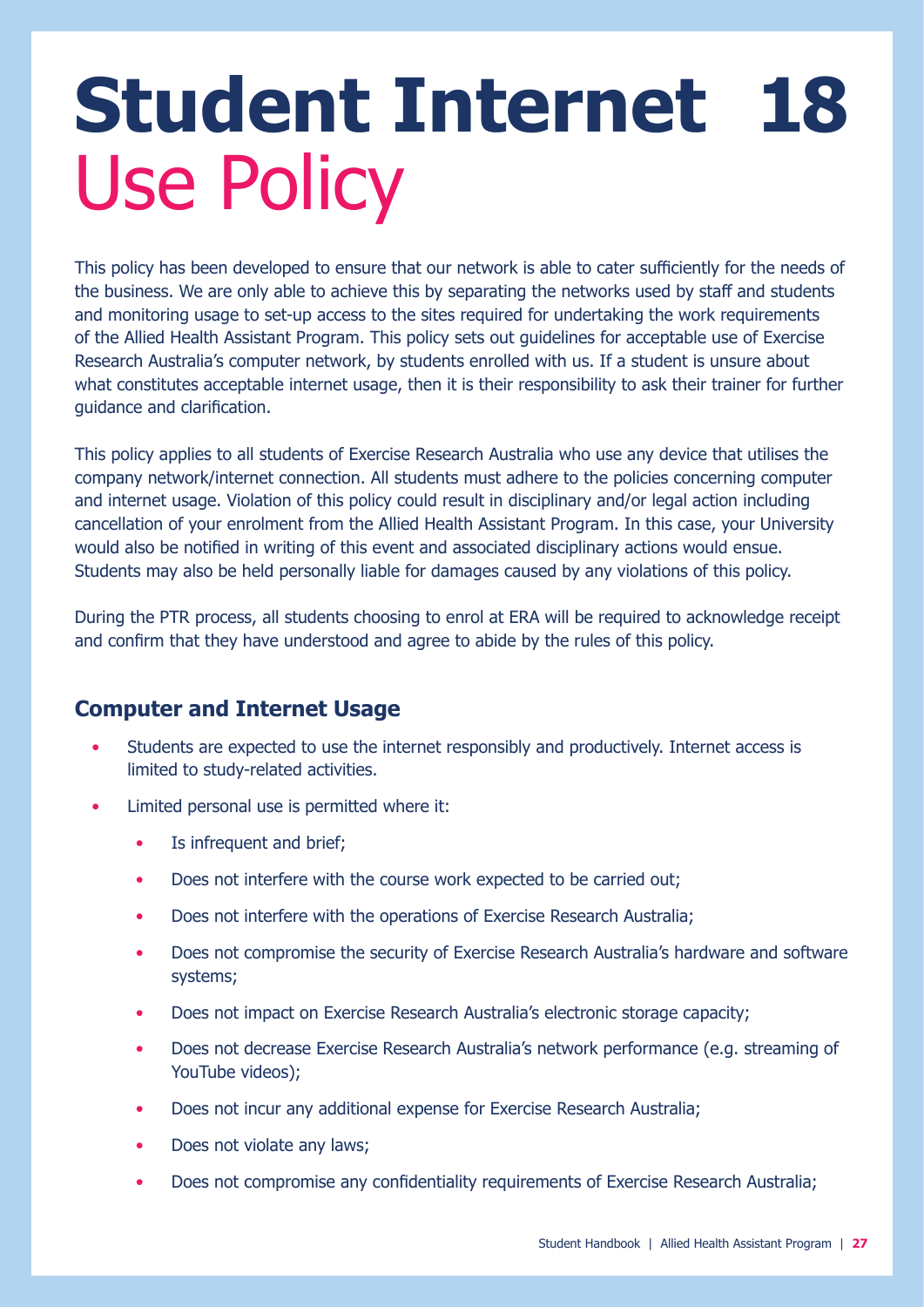# Student Internet Use Policy 18

This policy has been developed to ensure that our network is able to cater sufficiently for the needs of the business. We are only able to achieve this by separating the networks used by staff and students and monitoring usage to set-up access to the sites required for undertaking the work requirements of the Allied Health Assistant Program. This policy sets out guidelines for acceptable use of Exercise Research Australia's computer network, by students enrolled with us. If a student is unsure about what constitutes acceptable internet usage, then it is their responsibility to ask their trainer for further guidance and clarification.

This policy applies to all students of Exercise Research Australia who use any device that utilises the company network/internet connection. All students must adhere to the policies concerning computer and internet usage. Violation of this policy could result in disciplinary and/or legal action including cancellation of your enrolment from the Allied Health Assistant Program. In this case, your University would also be notified in writing of this event and associated disciplinary actions would ensue. Students may also be held personally liable for damages caused by any violations of this policy.

During the PTR process, all students choosing to enrol at ERA will be required to acknowledge receipt and confirm that they have understood and agree to abide by the rules of this policy.

## Computer and Internet Usage

- Students are expected to use the internet responsibly and productively. Internet access is limited to study-related activities.
- Limited personal use is permitted where it:
  - Is infrequent and brief;
  - Does not interfere with the course work expected to be carried out;
  - Does not interfere with the operations of Exercise Research Australia;
  - Does not compromise the security of Exercise Research Australia's hardware and software systems;
  - Does not impact on Exercise Research Australia's electronic storage capacity;
  - Does not decrease Exercise Research Australia's network performance (e.g. streaming of YouTube videos);
  - Does not incur any additional expense for Exercise Research Australia;
  - Does not violate any laws;
  - Does not compromise any confidentiality requirements of Exercise Research Australia;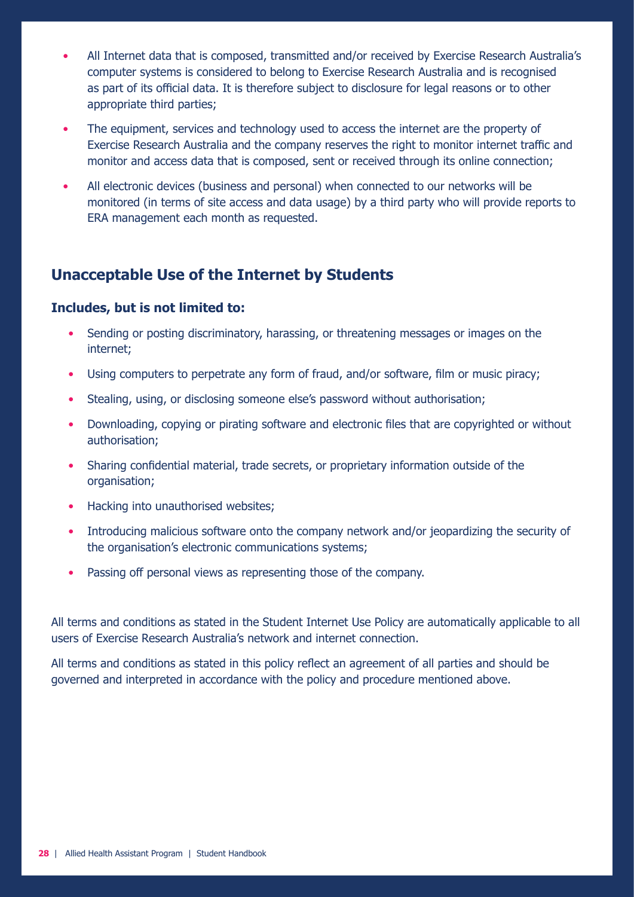- All Internet data that is composed, transmitted and/or received by Exercise Research Australia's computer systems is considered to belong to Exercise Research Australia and is recognised as part of its official data. It is therefore subject to disclosure for legal reasons or to other appropriate third parties;
- The equipment, services and technology used to access the internet are the property of Exercise Research Australia and the company reserves the right to monitor internet traffic and monitor and access data that is composed, sent or received through its online connection;
- All electronic devices (business and personal) when connected to our networks will be monitored (in terms of site access and data usage) by a third party who will provide reports to ERA management each month as requested.

## Unacceptable Use of the Internet by Students

### Includes, but is not limited to:

- Sending or posting discriminatory, harassing, or threatening messages or images on the internet;
- Using computers to perpetrate any form of fraud, and/or software, film or music piracy;
- Stealing, using, or disclosing someone else's password without authorisation;
- Downloading, copying or pirating software and electronic files that are copyrighted or without authorisation;
- Sharing confidential material, trade secrets, or proprietary information outside of the organisation;
- Hacking into unauthorised websites;
- Introducing malicious software onto the company network and/or jeopardizing the security of the organisation's electronic communications systems;
- Passing off personal views as representing those of the company.

All terms and conditions as stated in the Student Internet Use Policy are automatically applicable to all users of Exercise Research Australia's network and internet connection.

All terms and conditions as stated in this policy reflect an agreement of all parties and should be governed and interpreted in accordance with the policy and procedure mentioned above.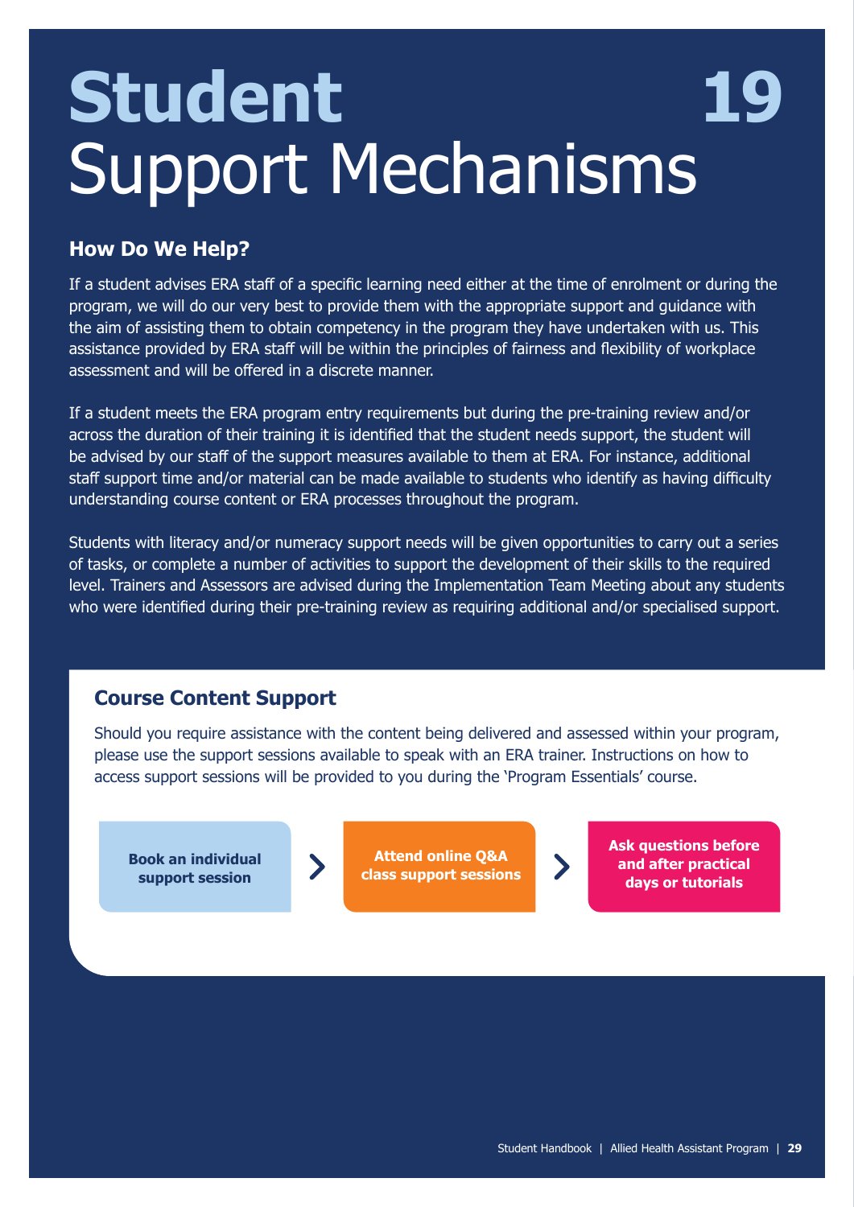# Student Support Mechanisms 19

## How Do We Help?

If a student advises ERA staff of a specific learning need either at the time of enrolment or during the program, we will do our very best to provide them with the appropriate support and guidance with the aim of assisting them to obtain competency in the program they have undertaken with us. This assistance provided by ERA staff will be within the principles of fairness and flexibility of workplace assessment and will be offered in a discrete manner.

If a student meets the ERA program entry requirements but during the pre-training review and/or across the duration of their training it is identified that the student needs support, the student will be advised by our staff of the support measures available to them at ERA. For instance, additional staff support time and/or material can be made available to students who identify as having difficulty understanding course content or ERA processes throughout the program.

Students with literacy and/or numeracy support needs will be given opportunities to carry out a series of tasks, or complete a number of activities to support the development of their skills to the required level. Trainers and Assessors are advised during the Implementation Team Meeting about any students who were identified during their pre-training review as requiring additional and/or specialised support.

## Course Content Support

Should you require assistance with the content being delivered and assessed within your program, please use the support sessions available to speak with an ERA trainer. Instructions on how to access support sessions will be provided to you during the 'Program Essentials' course.

**Book an individual support session** > **Attend online Q&A class support sessions** > **Ask questions before and after practical days or tutorials**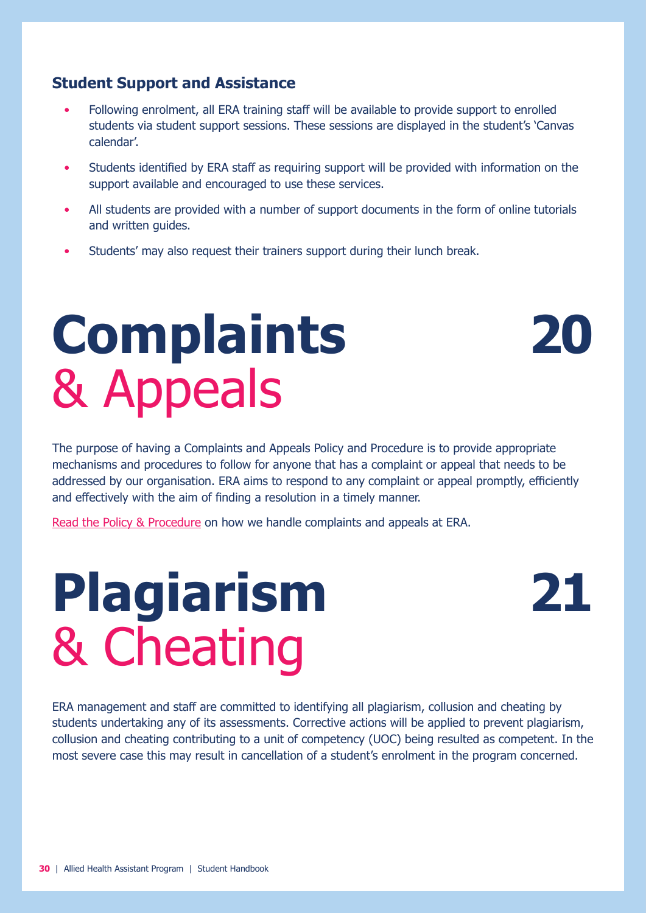### Student Support and Assistance

- Following enrolment, all ERA training staff will be available to provide support to enrolled students via student support sessions. These sessions are displayed in the student's 'Canvas calendar'.
- Students identified by ERA staff as requiring support will be provided with information on the support available and encouraged to use these services.
- All students are provided with a number of support documents in the form of online tutorials and written guides.
- Students' may also request their trainers support during their lunch break.

# Complaints & Appeals 20

The purpose of having a Complaints and Appeals Policy and Procedure is to provide appropriate mechanisms and procedures to follow for anyone that has a complaint or appeal that needs to be addressed by our organisation. ERA aims to respond to any complaint or appeal promptly, efficiently and effectively with the aim of finding a resolution in a timely manner.

Read the Policy & Procedure on how we handle complaints and appeals at ERA.

# Plagiarism & Cheating 21

ERA management and staff are committed to identifying all plagiarism, collusion and cheating by students undertaking any of its assessments. Corrective actions will be applied to prevent plagiarism, collusion and cheating contributing to a unit of competency (UOC) being resulted as competent. In the most severe case this may result in cancellation of a student's enrolment in the program concerned.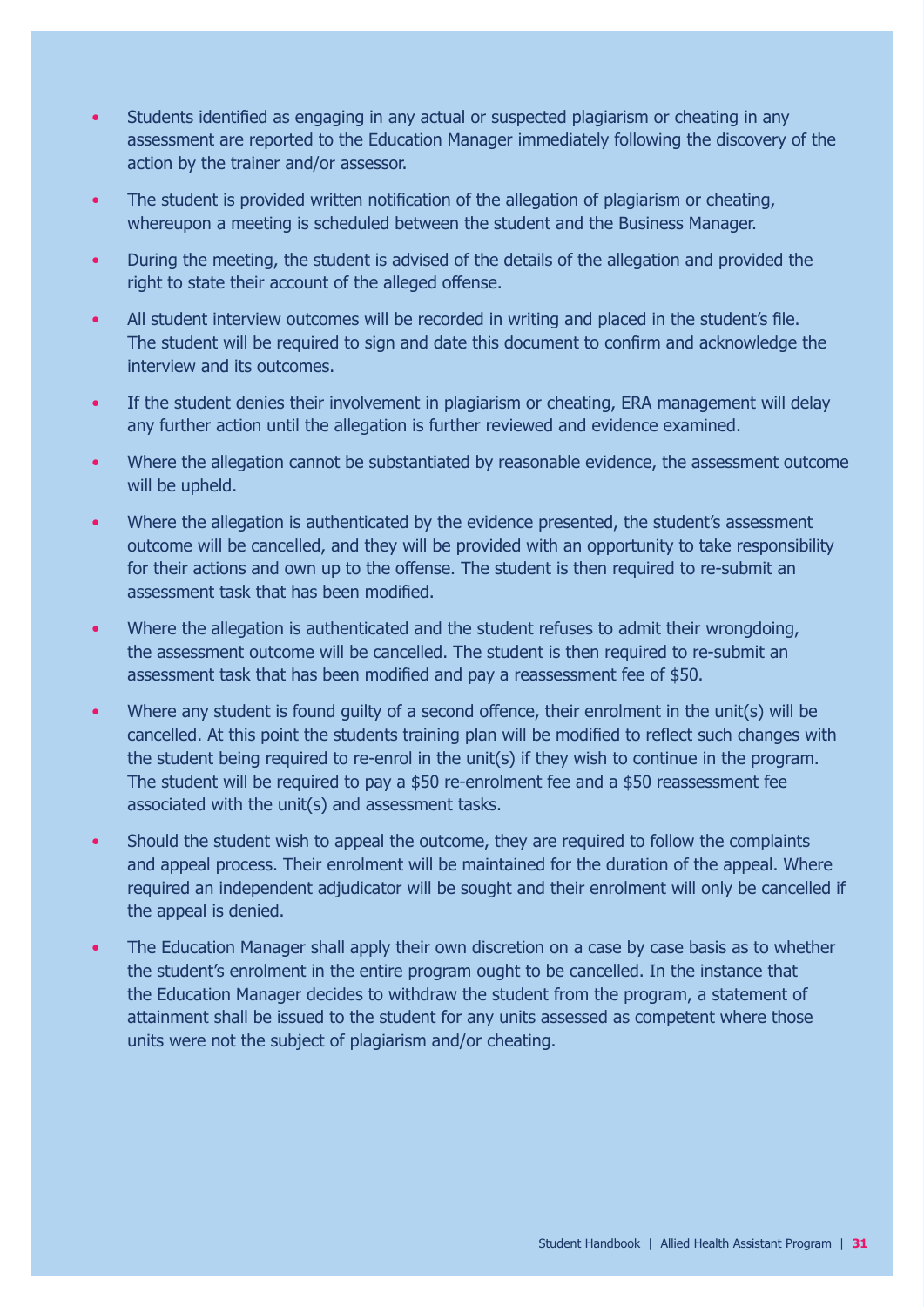- Students identified as engaging in any actual or suspected plagiarism or cheating in any assessment are reported to the Education Manager immediately following the discovery of the action by the trainer and/or assessor.
- The student is provided written notification of the allegation of plagiarism or cheating, whereupon a meeting is scheduled between the student and the Business Manager.
- During the meeting, the student is advised of the details of the allegation and provided the right to state their account of the alleged offense.
- All student interview outcomes will be recorded in writing and placed in the student's file. The student will be required to sign and date this document to confirm and acknowledge the interview and its outcomes.
- If the student denies their involvement in plagiarism or cheating, ERA management will delay any further action until the allegation is further reviewed and evidence examined.
- Where the allegation cannot be substantiated by reasonable evidence, the assessment outcome will be upheld.
- Where the allegation is authenticated by the evidence presented, the student's assessment outcome will be cancelled, and they will be provided with an opportunity to take responsibility for their actions and own up to the offense. The student is then required to re-submit an assessment task that has been modified.
- Where the allegation is authenticated and the student refuses to admit their wrongdoing, the assessment outcome will be cancelled. The student is then required to re-submit an assessment task that has been modified and pay a reassessment fee of $50.
- Where any student is found guilty of a second offence, their enrolment in the unit(s) will be cancelled. At this point the students training plan will be modified to reflect such changes with the student being required to re-enrol in the unit(s) if they wish to continue in the program. The student will be required to pay a $50 re-enrolment fee and a $50 reassessment fee associated with the unit(s) and assessment tasks.
- Should the student wish to appeal the outcome, they are required to follow the complaints and appeal process. Their enrolment will be maintained for the duration of the appeal. Where required an independent adjudicator will be sought and their enrolment will only be cancelled if the appeal is denied.
- The Education Manager shall apply their own discretion on a case by case basis as to whether the student's enrolment in the entire program ought to be cancelled. In the instance that the Education Manager decides to withdraw the student from the program, a statement of attainment shall be issued to the student for any units assessed as competent where those units were not the subject of plagiarism and/or cheating.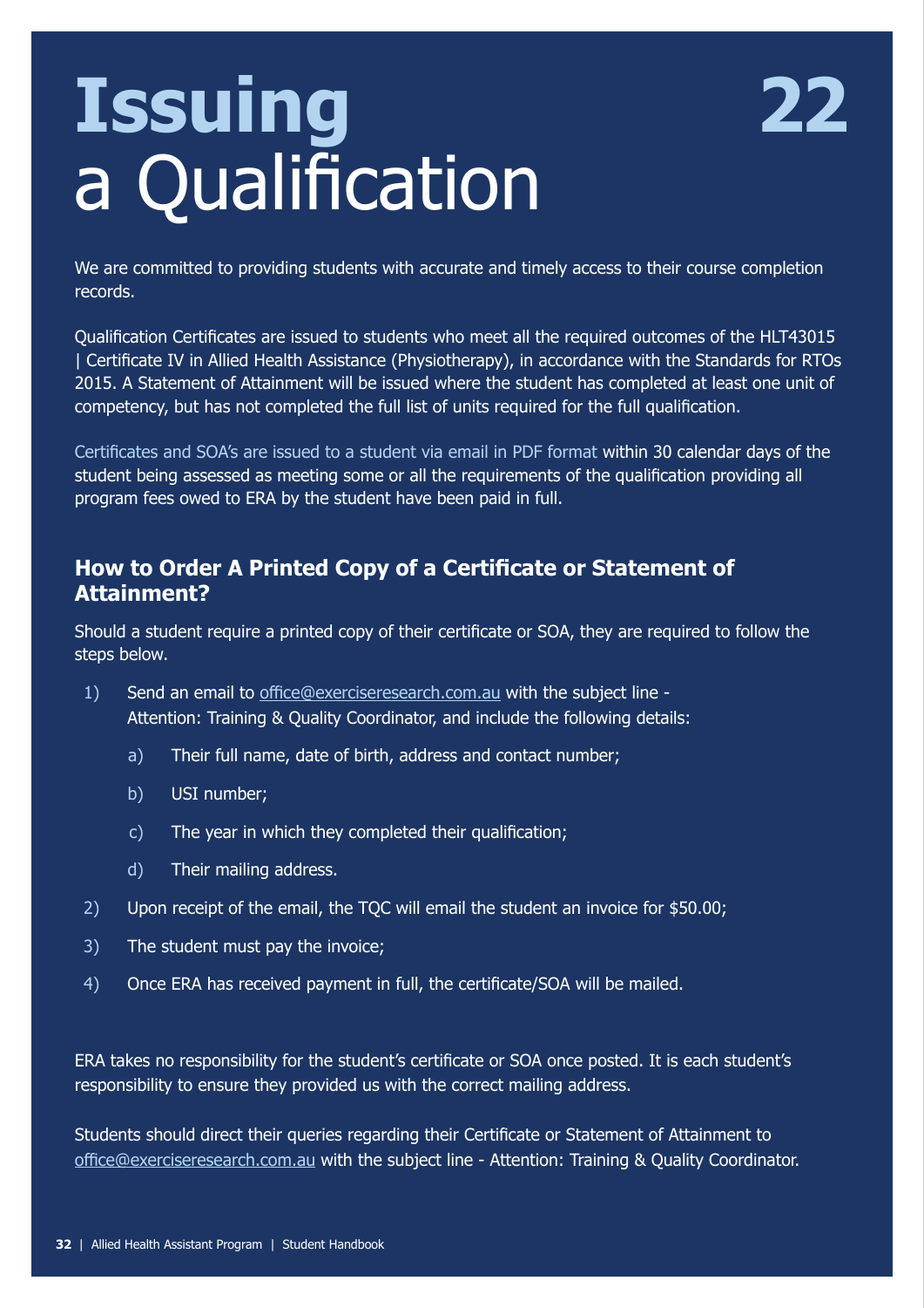# Issuing a Qualification 22

We are committed to providing students with accurate and timely access to their course completion records.

Qualification Certificates are issued to students who meet all the required outcomes of the HLT43015 | Certificate IV in Allied Health Assistance (Physiotherapy), in accordance with the Standards for RTOs 2015. A Statement of Attainment will be issued where the student has completed at least one unit of competency, but has not completed the full list of units required for the full qualification.

Certificates and SOA's are issued to a student via email in PDF format within 30 calendar days of the student being assessed as meeting some or all the requirements of the qualification providing all program fees owed to ERA by the student have been paid in full.

## How to Order A Printed Copy of a Certificate or Statement of Attainment?

Should a student require a printed copy of their certificate or SOA, they are required to follow the steps below.

1) Send an email to office@exerciseresearch.com.au with the subject line - Attention: Training & Quality Coordinator, and include the following details:
   a) Their full name, date of birth, address and contact number;
   b) USI number;
   c) The year in which they completed their qualification;
   d) Their mailing address.
2) Upon receipt of the email, the TQC will email the student an invoice for $50.00;
3) The student must pay the invoice;
4) Once ERA has received payment in full, the certificate/SOA will be mailed.

ERA takes no responsibility for the student's certificate or SOA once posted. It is each student's responsibility to ensure they provided us with the correct mailing address.

Students should direct their queries regarding their Certificate or Statement of Attainment to office@exerciseresearch.com.au with the subject line - Attention: Training & Quality Coordinator.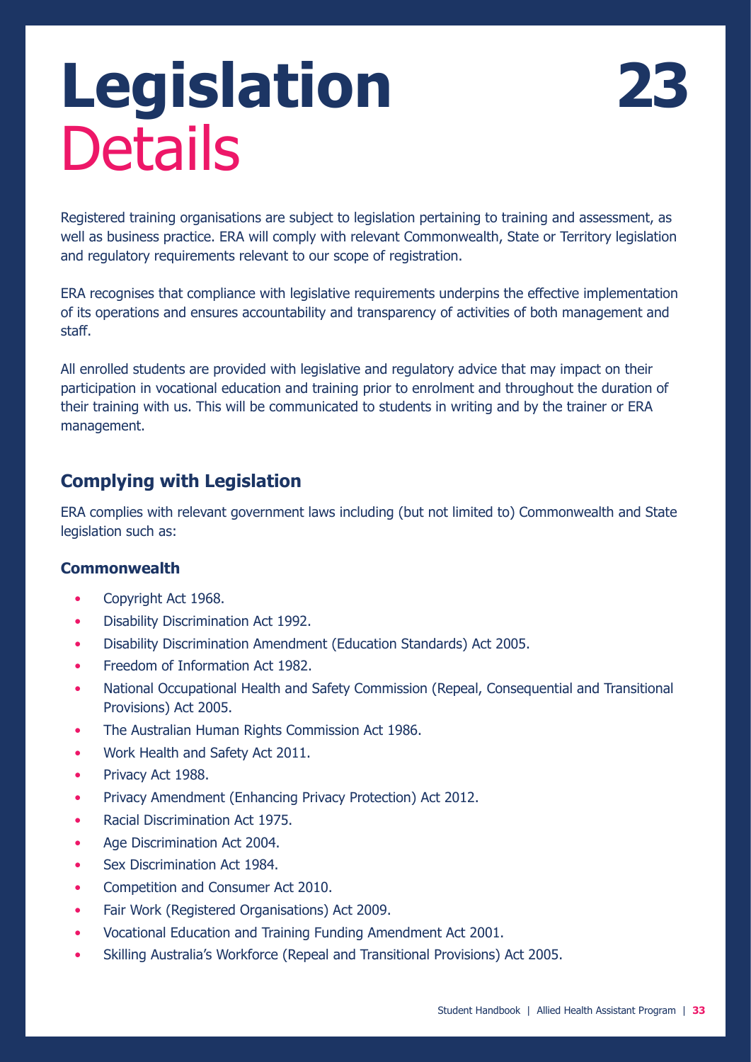# Legislation Details

# 23

Registered training organisations are subject to legislation pertaining to training and assessment, as well as business practice. ERA will comply with relevant Commonwealth, State or Territory legislation and regulatory requirements relevant to our scope of registration.

ERA recognises that compliance with legislative requirements underpins the effective implementation of its operations and ensures accountability and transparency of activities of both management and staff.

All enrolled students are provided with legislative and regulatory advice that may impact on their participation in vocational education and training prior to enrolment and throughout the duration of their training with us. This will be communicated to students in writing and by the trainer or ERA management.

## Complying with Legislation

ERA complies with relevant government laws including (but not limited to) Commonwealth and State legislation such as:

### Commonwealth

- Copyright Act 1968.
- Disability Discrimination Act 1992.
- Disability Discrimination Amendment (Education Standards) Act 2005.
- Freedom of Information Act 1982.
- National Occupational Health and Safety Commission (Repeal, Consequential and Transitional Provisions) Act 2005.
- The Australian Human Rights Commission Act 1986.
- Work Health and Safety Act 2011.
- Privacy Act 1988.
- Privacy Amendment (Enhancing Privacy Protection) Act 2012.
- Racial Discrimination Act 1975.
- Age Discrimination Act 2004.
- Sex Discrimination Act 1984.
- Competition and Consumer Act 2010.
- Fair Work (Registered Organisations) Act 2009.
- Vocational Education and Training Funding Amendment Act 2001.
- Skilling Australia's Workforce (Repeal and Transitional Provisions) Act 2005.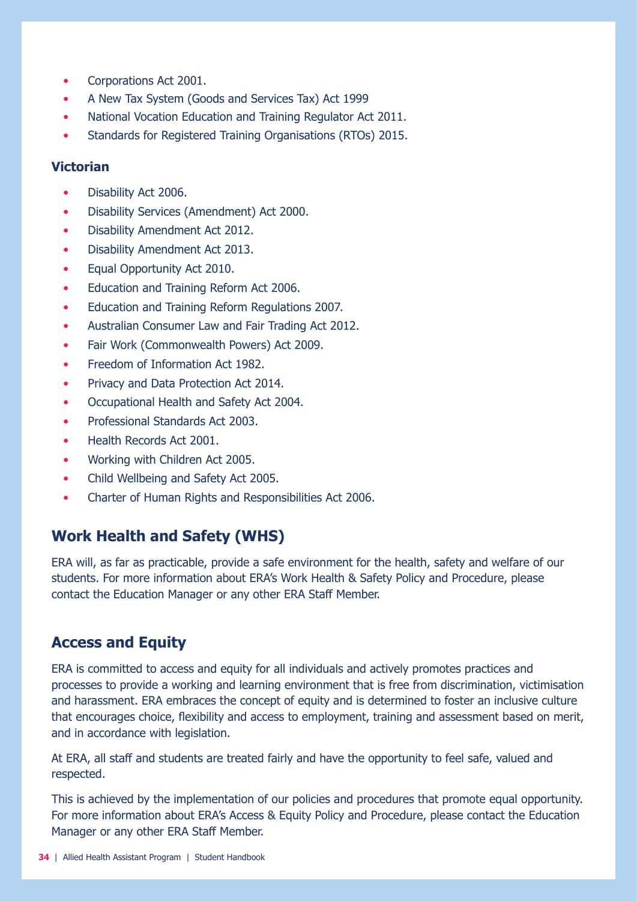- Corporations Act 2001.
- A New Tax System (Goods and Services Tax) Act 1999
- National Vocation Education and Training Regulator Act 2011.
- Standards for Registered Training Organisations (RTOs) 2015.

### Victorian

- Disability Act 2006.
- Disability Services (Amendment) Act 2000.
- Disability Amendment Act 2012.
- Disability Amendment Act 2013.
- Equal Opportunity Act 2010.
- Education and Training Reform Act 2006.
- Education and Training Reform Regulations 2007.
- Australian Consumer Law and Fair Trading Act 2012.
- Fair Work (Commonwealth Powers) Act 2009.
- Freedom of Information Act 1982.
- Privacy and Data Protection Act 2014.
- Occupational Health and Safety Act 2004.
- Professional Standards Act 2003.
- Health Records Act 2001.
- Working with Children Act 2005.
- Child Wellbeing and Safety Act 2005.
- Charter of Human Rights and Responsibilities Act 2006.

## Work Health and Safety (WHS)

ERA will, as far as practicable, provide a safe environment for the health, safety and welfare of our students. For more information about ERA's Work Health & Safety Policy and Procedure, please contact the Education Manager or any other ERA Staff Member.

## Access and Equity

ERA is committed to access and equity for all individuals and actively promotes practices and processes to provide a working and learning environment that is free from discrimination, victimisation and harassment. ERA embraces the concept of equity and is determined to foster an inclusive culture that encourages choice, flexibility and access to employment, training and assessment based on merit, and in accordance with legislation.

At ERA, all staff and students are treated fairly and have the opportunity to feel safe, valued and respected.

This is achieved by the implementation of our policies and procedures that promote equal opportunity. For more information about ERA's Access & Equity Policy and Procedure, please contact the Education Manager or any other ERA Staff Member.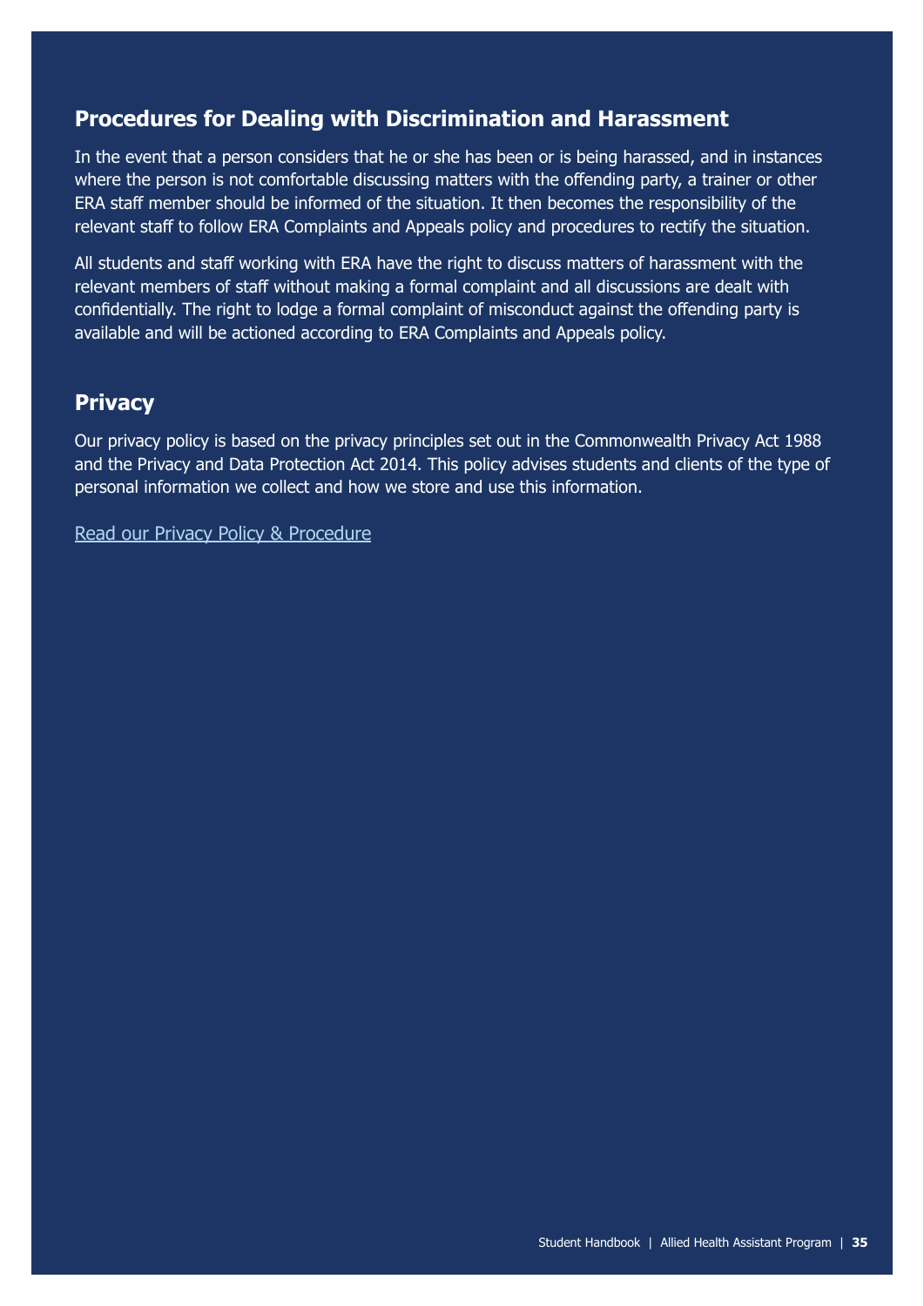## Procedures for Dealing with Discrimination and Harassment

In the event that a person considers that he or she has been or is being harassed, and in instances where the person is not comfortable discussing matters with the offending party, a trainer or other ERA staff member should be informed of the situation. It then becomes the responsibility of the relevant staff to follow ERA Complaints and Appeals policy and procedures to rectify the situation.

All students and staff working with ERA have the right to discuss matters of harassment with the relevant members of staff without making a formal complaint and all discussions are dealt with confidentially. The right to lodge a formal complaint of misconduct against the offending party is available and will be actioned according to ERA Complaints and Appeals policy.

## Privacy

Our privacy policy is based on the privacy principles set out in the Commonwealth Privacy Act 1988 and the Privacy and Data Protection Act 2014. This policy advises students and clients of the type of personal information we collect and how we store and use this information.

Read our Privacy Policy & Procedure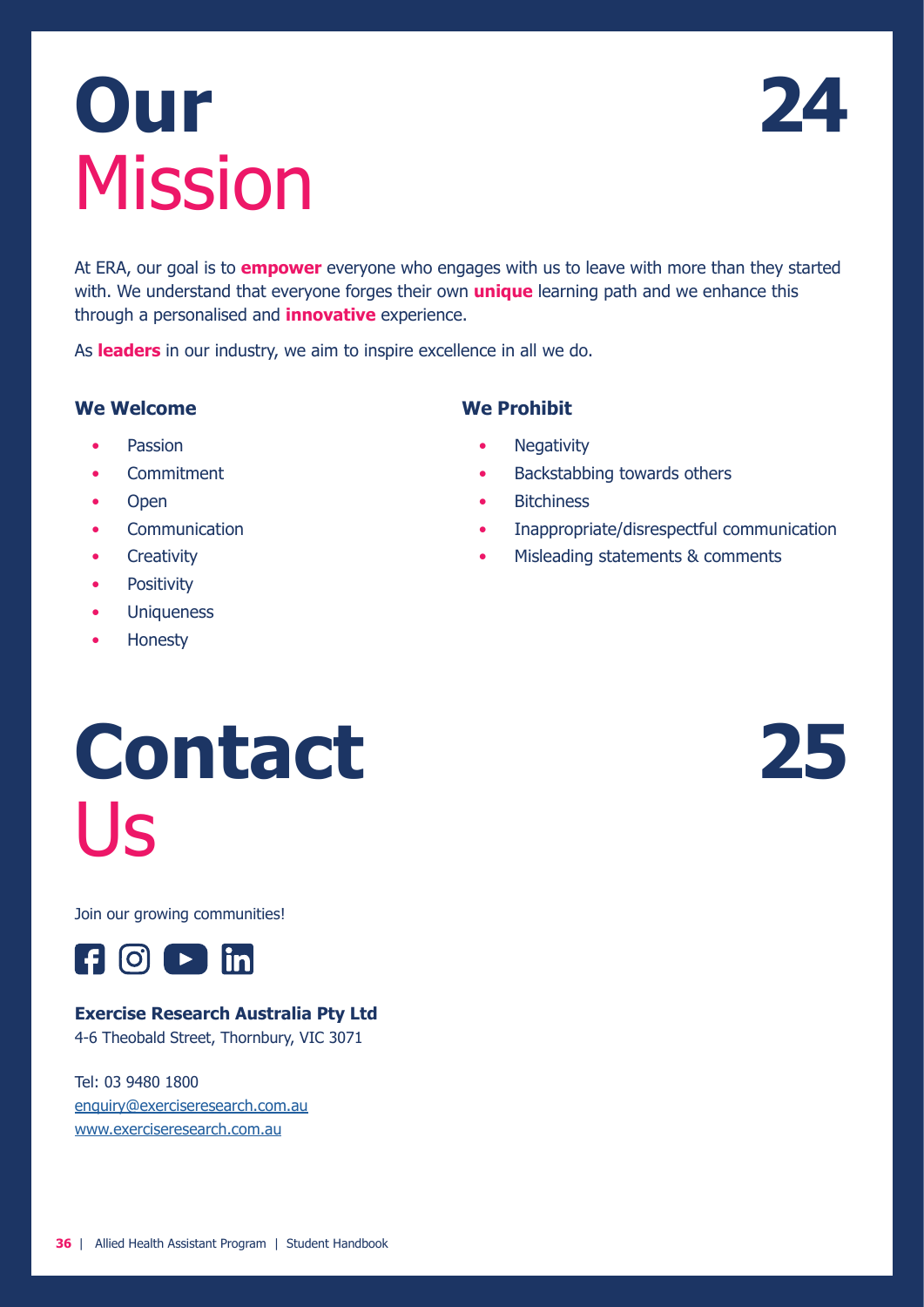# Our Mission

# 24

At ERA, our goal is to **empower** everyone who engages with us to leave with more than they started with. We understand that everyone forges their own **unique** learning path and we enhance this through a personalised and **innovative** experience.

As **leaders** in our industry, we aim to inspire excellence in all we do.

### We Welcome

- Passion
- Commitment
- Open
- Communication
- Creativity
- Positivity
- Uniqueness
- Honesty

### We Prohibit

- Negativity
- Backstabbing towards others
- Bitchiness
- Inappropriate/disrespectful communication
- Misleading statements & comments

# Contact Us

# 25

Join our growing communities!

**Exercise Research Australia Pty Ltd**
4-6 Theobald Street, Thornbury, VIC 3071

Tel: 03 9480 1800
enquiry@exerciseresearch.com.au
www.exerciseresearch.com.au